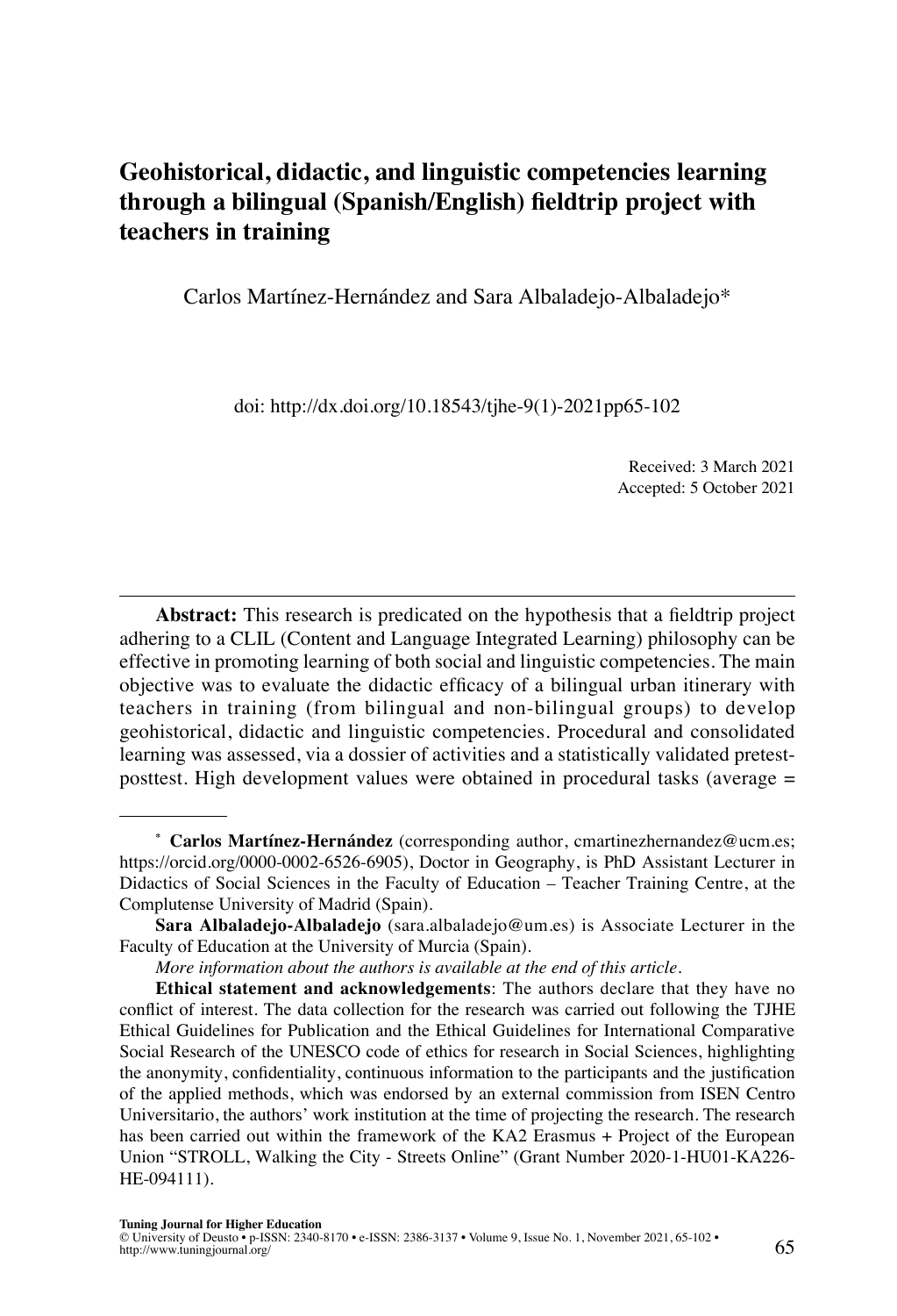# Geohistorical, didactic, and linguistic competencies learning through a bilingual (Spanish/English) fieldtrip project with teachers in training

Carlos Martínez-Hernández and Sara Albaladejo-Albaladejo*

doi: http://dx.doi.org/10.18543/tjhe-9(1)-2021pp65-102

Received: 3 March 2021
Accepted: 5 October 2021

**Abstract:** This research is predicated on the hypothesis that a fieldtrip project adhering to a CLIL (Content and Language Integrated Learning) philosophy can be effective in promoting learning of both social and linguistic competencies. The main objective was to evaluate the didactic efficacy of a bilingual urban itinerary with teachers in training (from bilingual and non-bilingual groups) to develop geohistorical, didactic and linguistic competencies. Procedural and consolidated learning was assessed, via a dossier of activities and a statistically validated pretest-posttest. High development values were obtained in procedural tasks (average =

---

\* **Carlos Martínez-Hernández** (corresponding author, cmartinezhernandez@ucm.es; https://orcid.org/0000-0002-6526-6905), Doctor in Geography, is PhD Assistant Lecturer in Didactics of Social Sciences in the Faculty of Education – Teacher Training Centre, at the Complutense University of Madrid (Spain).

**Sara Albaladejo-Albaladejo** (sara.albaladejo@um.es) is Associate Lecturer in the Faculty of Education at the University of Murcia (Spain).

*More information about the authors is available at the end of this article.*

**Ethical statement and acknowledgements**: The authors declare that they have no conflict of interest. The data collection for the research was carried out following the TJHE Ethical Guidelines for Publication and the Ethical Guidelines for International Comparative Social Research of the UNESCO code of ethics for research in Social Sciences, highlighting the anonymity, confidentiality, continuous information to the participants and the justification of the applied methods, which was endorsed by an external commission from ISEN Centro Universitario, the authors' work institution at the time of projecting the research. The research has been carried out within the framework of the KA2 Erasmus + Project of the European Union "STROLL, Walking the City - Streets Online" (Grant Number 2020-1-HU01-KA226-HE-094111).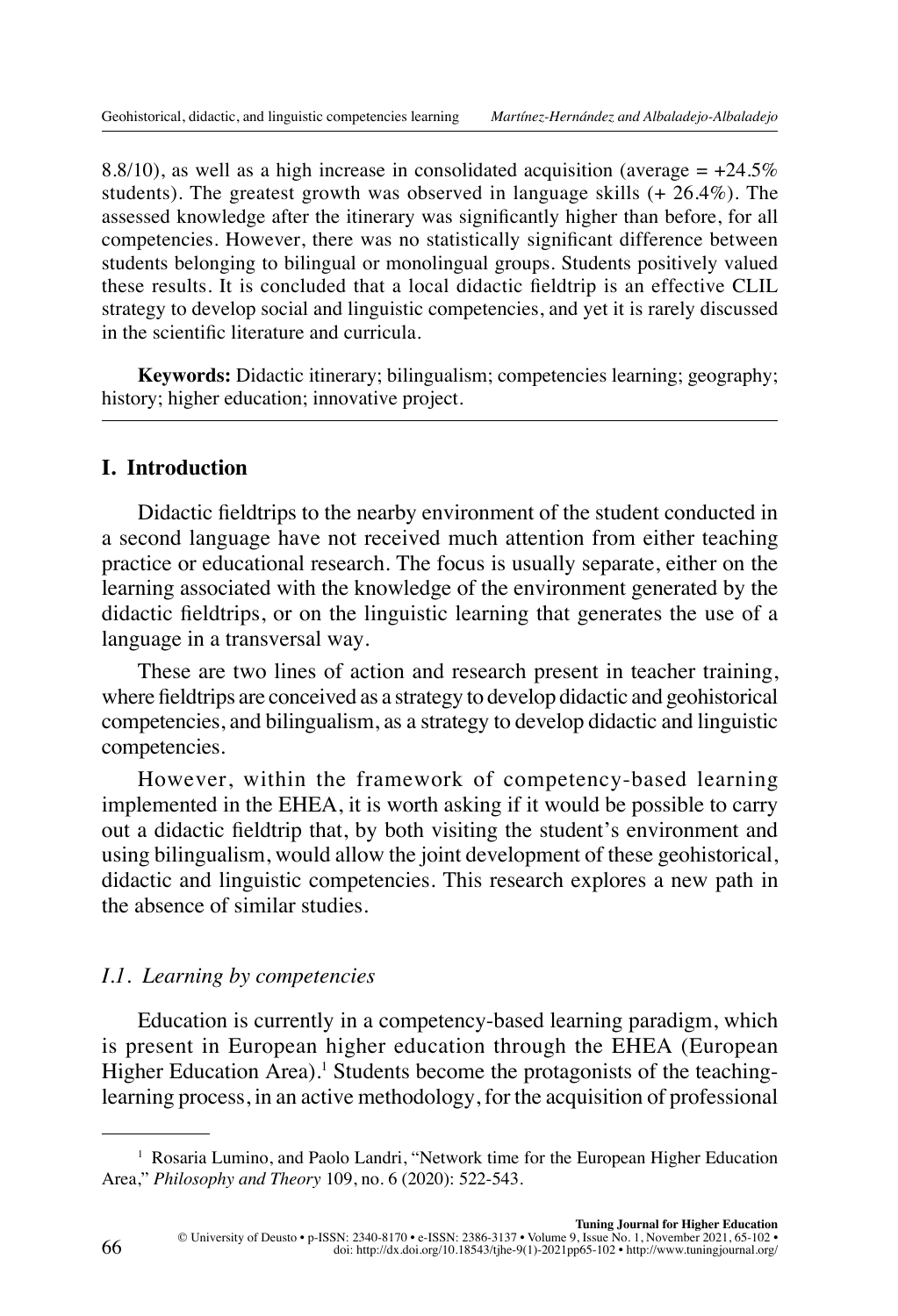8.8/10), as well as a high increase in consolidated acquisition (average = +24.5% students). The greatest growth was observed in language skills (+ 26.4%). The assessed knowledge after the itinerary was significantly higher than before, for all competencies. However, there was no statistically significant difference between students belonging to bilingual or monolingual groups. Students positively valued these results. It is concluded that a local didactic fieldtrip is an effective CLIL strategy to develop social and linguistic competencies, and yet it is rarely discussed in the scientific literature and curricula.

**Keywords:** Didactic itinerary; bilingualism; competencies learning; geography; history; higher education; innovative project.

## I. Introduction

Didactic fieldtrips to the nearby environment of the student conducted in a second language have not received much attention from either teaching practice or educational research. The focus is usually separate, either on the learning associated with the knowledge of the environment generated by the didactic fieldtrips, or on the linguistic learning that generates the use of a language in a transversal way.

These are two lines of action and research present in teacher training, where fieldtrips are conceived as a strategy to develop didactic and geohistorical competencies, and bilingualism, as a strategy to develop didactic and linguistic competencies.

However, within the framework of competency-based learning implemented in the EHEA, it is worth asking if it would be possible to carry out a didactic fieldtrip that, by both visiting the student's environment and using bilingualism, would allow the joint development of these geohistorical, didactic and linguistic competencies. This research explores a new path in the absence of similar studies.

### *I.1. Learning by competencies*

Education is currently in a competency-based learning paradigm, which is present in European higher education through the EHEA (European Higher Education Area).[1] Students become the protagonists of the teaching-learning process, in an active methodology, for the acquisition of professional

---

[1] Rosaria Lumino, and Paolo Landri, "Network time for the European Higher Education Area," *Philosophy and Theory* 109, no. 6 (2020): 522-543.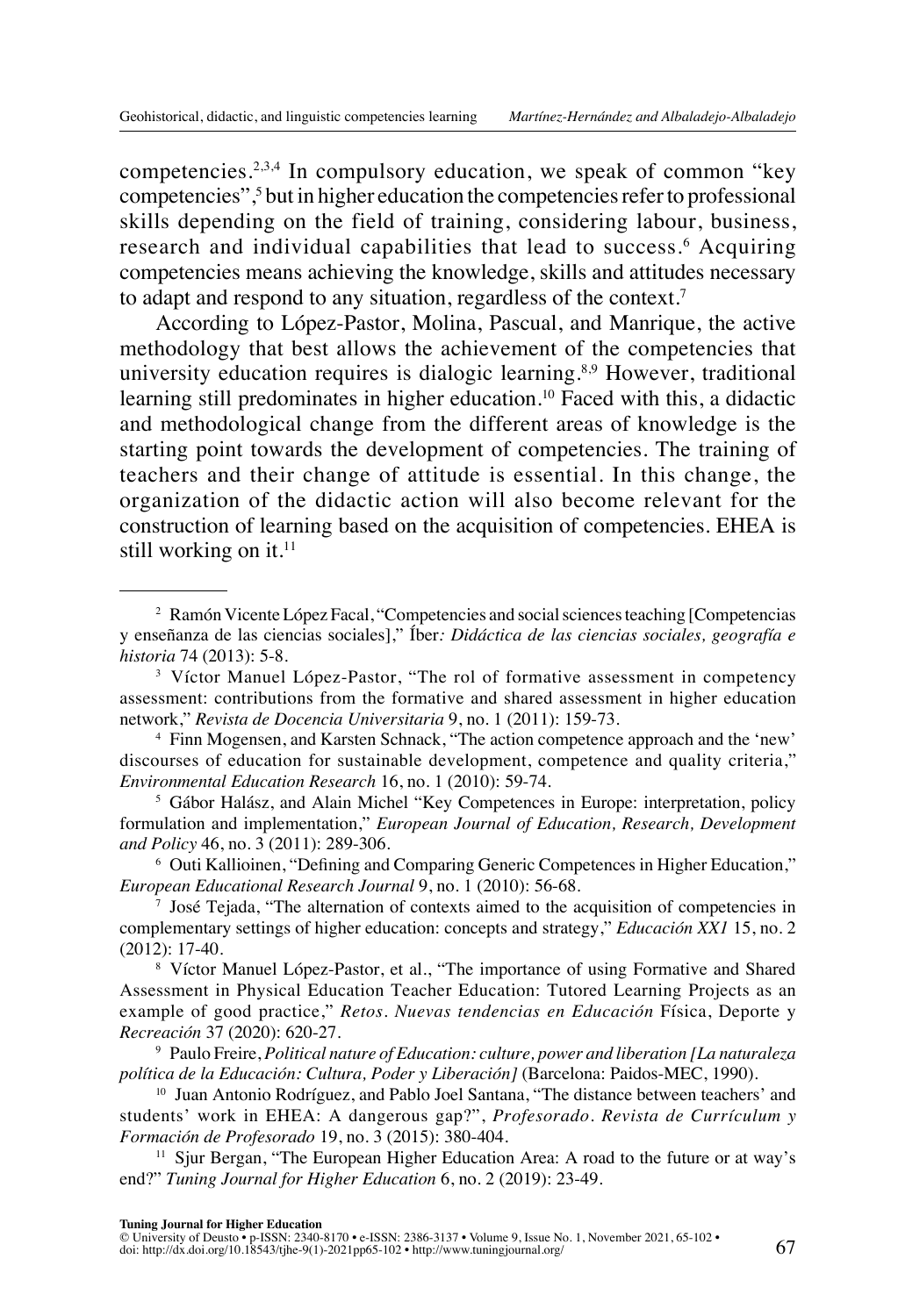competencies.[2,3,4] In compulsory education, we speak of common “key competencies”,[5] but in higher education the competencies refer to professional skills depending on the field of training, considering labour, business, research and individual capabilities that lead to success.[6] Acquiring competencies means achieving the knowledge, skills and attitudes necessary to adapt and respond to any situation, regardless of the context.[7]

According to López-Pastor, Molina, Pascual, and Manrique, the active methodology that best allows the achievement of the competencies that university education requires is dialogic learning.[8,9] However, traditional learning still predominates in higher education.[10] Faced with this, a didactic and methodological change from the different areas of knowledge is the starting point towards the development of competencies. The training of teachers and their change of attitude is essential. In this change, the organization of the didactic action will also become relevant for the construction of learning based on the acquisition of competencies. EHEA is still working on it.[11]

---

[2] Ramón Vicente López Facal, “Competencies and social sciences teaching [Competencias y enseñanza de las ciencias sociales],” Íber*: Didáctica de las ciencias sociales, geografía e historia* 74 (2013): 5-8.

[3] Víctor Manuel López-Pastor, “The rol of formative assessment in competency assessment: contributions from the formative and shared assessment in higher education network,” *Revista de Docencia Universitaria* 9, no. 1 (2011): 159-73.

[4] Finn Mogensen, and Karsten Schnack, “The action competence approach and the ‘new’ discourses of education for sustainable development, competence and quality criteria,” *Environmental Education Research* 16, no. 1 (2010): 59-74.

[5] Gábor Halász, and Alain Michel “Key Competences in Europe: interpretation, policy formulation and implementation,” *European Journal of Education, Research, Development and Policy* 46, no. 3 (2011): 289-306.

[6] Outi Kallioinen, “Defining and Comparing Generic Competences in Higher Education,” *European Educational Research Journal* 9, no. 1 (2010): 56-68.

[7] José Tejada, “The alternation of contexts aimed to the acquisition of competencies in complementary settings of higher education: concepts and strategy,” *Educación XX1* 15, no. 2 (2012): 17-40.

[8] Víctor Manuel López-Pastor, et al., “The importance of using Formative and Shared Assessment in Physical Education Teacher Education: Tutored Learning Projects as an example of good practice,” *Retos. Nuevas tendencias en Educación* Física, Deporte y *Recreación* 37 (2020): 620-27.

[9] Paulo Freire, *Political nature of Education: culture, power and liberation [La naturaleza política de la Educación: Cultura, Poder y Liberación]* (Barcelona: Paidos-MEC, 1990).

[10] Juan Antonio Rodríguez, and Pablo Joel Santana, “The distance between teachers’ and students’ work in EHEA: A dangerous gap?”, *Profesorado. Revista de Currículum y Formación de Profesorado* 19, no. 3 (2015): 380-404.

[11] Sjur Bergan, “The European Higher Education Area: A road to the future or at way’s end?” *Tuning Journal for Higher Education* 6, no. 2 (2019): 23-49.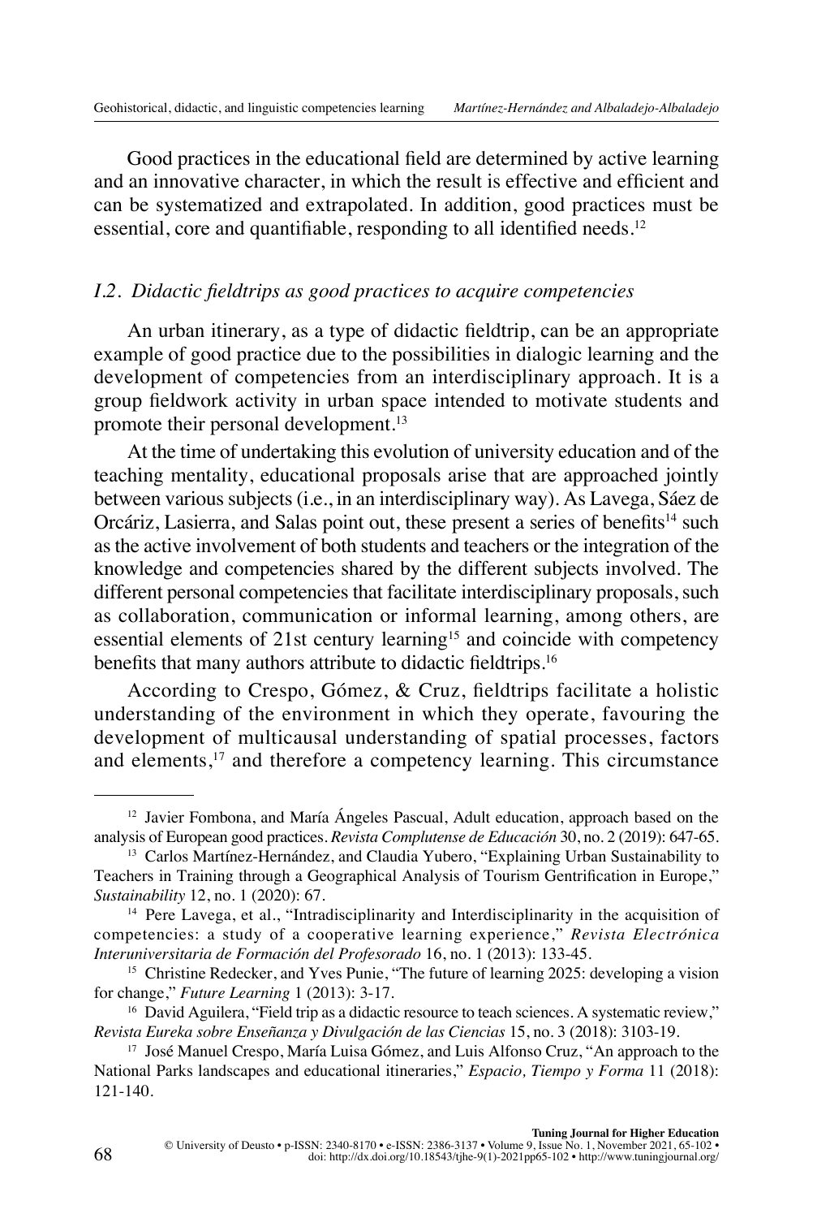Good practices in the educational field are determined by active learning and an innovative character, in which the result is effective and efficient and can be systematized and extrapolated. In addition, good practices must be essential, core and quantifiable, responding to all identified needs.[12]

### *I.2. Didactic fieldtrips as good practices to acquire competencies*

An urban itinerary, as a type of didactic fieldtrip, can be an appropriate example of good practice due to the possibilities in dialogic learning and the development of competencies from an interdisciplinary approach. It is a group fieldwork activity in urban space intended to motivate students and promote their personal development.[13]

At the time of undertaking this evolution of university education and of the teaching mentality, educational proposals arise that are approached jointly between various subjects (i.e., in an interdisciplinary way). As Lavega, Sáez de Orcáriz, Lasierra, and Salas point out, these present a series of benefits[14] such as the active involvement of both students and teachers or the integration of the knowledge and competencies shared by the different subjects involved. The different personal competencies that facilitate interdisciplinary proposals, such as collaboration, communication or informal learning, among others, are essential elements of 21st century learning[15] and coincide with competency benefits that many authors attribute to didactic fieldtrips.[16]

According to Crespo, Gómez, & Cruz, fieldtrips facilitate a holistic understanding of the environment in which they operate, favouring the development of multicausal understanding of spatial processes, factors and elements,[17] and therefore a competency learning. This circumstance

---

[12] Javier Fombona, and María Ángeles Pascual, Adult education, approach based on the analysis of European good practices. *Revista Complutense de Educación* 30, no. 2 (2019): 647-65.

[13] Carlos Martínez-Hernández, and Claudia Yubero, "Explaining Urban Sustainability to Teachers in Training through a Geographical Analysis of Tourism Gentrification in Europe," *Sustainability* 12, no. 1 (2020): 67.

[14] Pere Lavega, et al., "Intradisciplinarity and Interdisciplinarity in the acquisition of competencies: a study of a cooperative learning experience," *Revista Electrónica Interuniversitaria de Formación del Profesorado* 16, no. 1 (2013): 133-45.

[15] Christine Redecker, and Yves Punie, "The future of learning 2025: developing a vision for change," *Future Learning* 1 (2013): 3-17.

[16] David Aguilera, "Field trip as a didactic resource to teach sciences. A systematic review," *Revista Eureka sobre Enseñanza y Divulgación de las Ciencias* 15, no. 3 (2018): 3103-19.

[17] José Manuel Crespo, María Luisa Gómez, and Luis Alfonso Cruz, "An approach to the National Parks landscapes and educational itineraries," *Espacio, Tiempo y Forma* 11 (2018): 121-140.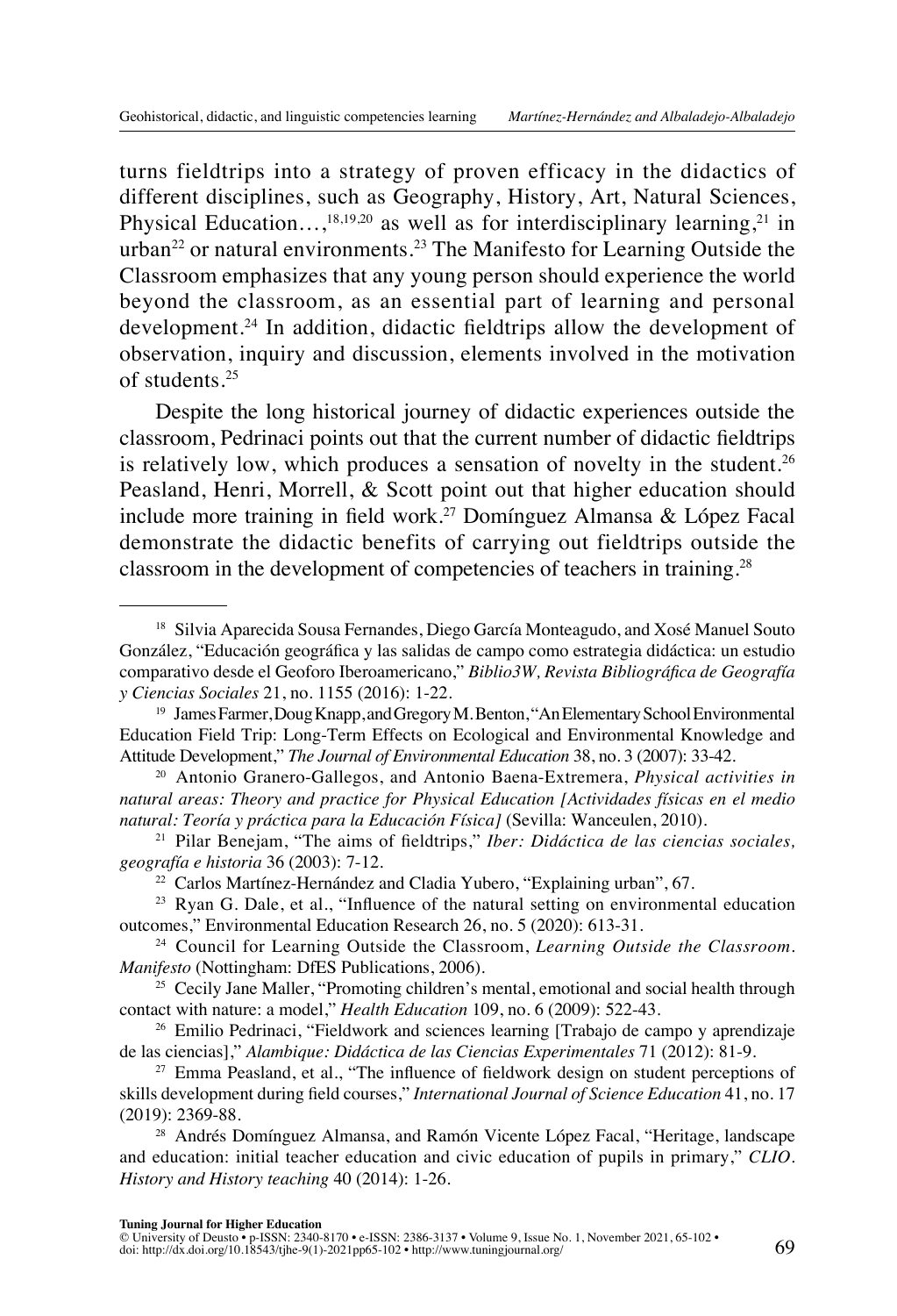turns fieldtrips into a strategy of proven efficacy in the didactics of different disciplines, such as Geography, History, Art, Natural Sciences, Physical Education…,[18,19,20] as well as for interdisciplinary learning,[21] in urban[22] or natural environments.[23] The Manifesto for Learning Outside the Classroom emphasizes that any young person should experience the world beyond the classroom, as an essential part of learning and personal development.[24] In addition, didactic fieldtrips allow the development of observation, inquiry and discussion, elements involved in the motivation of students.[25]

Despite the long historical journey of didactic experiences outside the classroom, Pedrinaci points out that the current number of didactic fieldtrips is relatively low, which produces a sensation of novelty in the student.[26] Peasland, Henri, Morrell, & Scott point out that higher education should include more training in field work.[27] Domínguez Almansa & López Facal demonstrate the didactic benefits of carrying out fieldtrips outside the classroom in the development of competencies of teachers in training.[28]

---

[18] Silvia Aparecida Sousa Fernandes, Diego García Monteagudo, and Xosé Manuel Souto González, "Educación geográfica y las salidas de campo como estrategia didáctica: un estudio comparativo desde el Geoforo Iberoamericano," *Biblio3W, Revista Bibliográfica de Geografía y Ciencias Sociales* 21, no. 1155 (2016): 1-22.

[19] James Farmer, Doug Knapp, and Gregory M. Benton, "An Elementary School Environmental Education Field Trip: Long-Term Effects on Ecological and Environmental Knowledge and Attitude Development," *The Journal of Environmental Education* 38, no. 3 (2007): 33-42.

[20] Antonio Granero-Gallegos, and Antonio Baena-Extremera, *Physical activities in natural areas: Theory and practice for Physical Education [Actividades físicas en el medio natural: Teoría y práctica para la Educación Física]* (Sevilla: Wanceulen, 2010).

[21] Pilar Benejam, "The aims of fieldtrips," *Iber: Didáctica de las ciencias sociales, geografía e historia* 36 (2003): 7-12.

[22] Carlos Martínez-Hernández and Cladia Yubero, "Explaining urban", 67.

[23] Ryan G. Dale, et al., "Influence of the natural setting on environmental education outcomes," Environmental Education Research 26, no. 5 (2020): 613-31.

[24] Council for Learning Outside the Classroom, *Learning Outside the Classroom. Manifesto* (Nottingham: DfES Publications, 2006).

[25] Cecily Jane Maller, "Promoting children's mental, emotional and social health through contact with nature: a model," *Health Education* 109, no. 6 (2009): 522-43.

[26] Emilio Pedrinaci, "Fieldwork and sciences learning [Trabajo de campo y aprendizaje de las ciencias]," *Alambique: Didáctica de las Ciencias Experimentales* 71 (2012): 81-9.

[27] Emma Peasland, et al., "The influence of fieldwork design on student perceptions of skills development during field courses," *International Journal of Science Education* 41, no. 17 (2019): 2369-88.

[28] Andrés Domínguez Almansa, and Ramón Vicente López Facal, "Heritage, landscape and education: initial teacher education and civic education of pupils in primary," *CLIO. History and History teaching* 40 (2014): 1-26.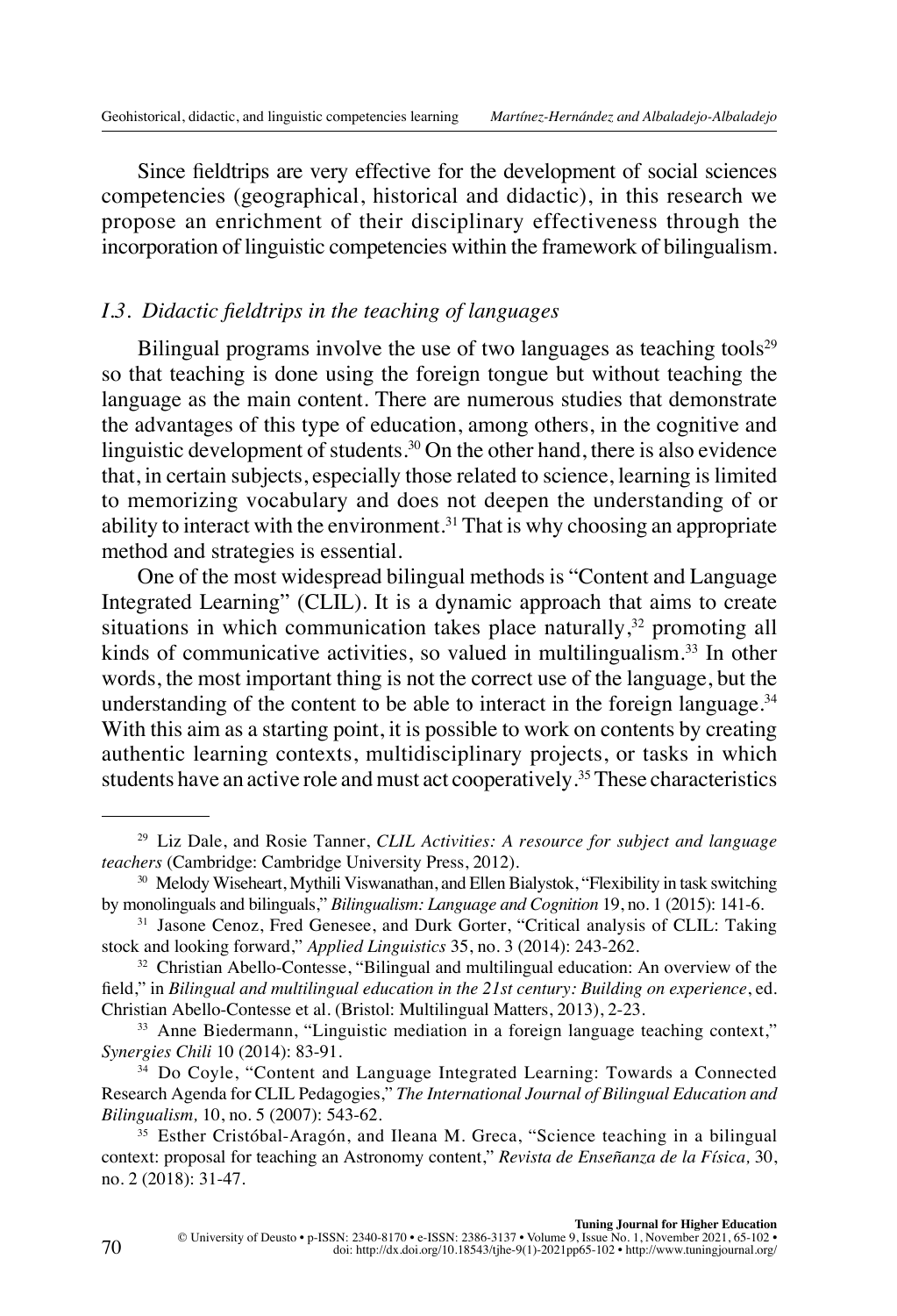Since fieldtrips are very effective for the development of social sciences competencies (geographical, historical and didactic), in this research we propose an enrichment of their disciplinary effectiveness through the incorporation of linguistic competencies within the framework of bilingualism.

### *I.3. Didactic fieldtrips in the teaching of languages*

Bilingual programs involve the use of two languages as teaching tools[29] so that teaching is done using the foreign tongue but without teaching the language as the main content. There are numerous studies that demonstrate the advantages of this type of education, among others, in the cognitive and linguistic development of students.[30] On the other hand, there is also evidence that, in certain subjects, especially those related to science, learning is limited to memorizing vocabulary and does not deepen the understanding of or ability to interact with the environment.[31] That is why choosing an appropriate method and strategies is essential.

One of the most widespread bilingual methods is "Content and Language Integrated Learning" (CLIL). It is a dynamic approach that aims to create situations in which communication takes place naturally,[32] promoting all kinds of communicative activities, so valued in multilingualism.[33] In other words, the most important thing is not the correct use of the language, but the understanding of the content to be able to interact in the foreign language.[34] With this aim as a starting point, it is possible to work on contents by creating authentic learning contexts, multidisciplinary projects, or tasks in which students have an active role and must act cooperatively.[35] These characteristics

---

[29] Liz Dale, and Rosie Tanner, *CLIL Activities: A resource for subject and language teachers* (Cambridge: Cambridge University Press, 2012).

[30] Melody Wiseheart, Mythili Viswanathan, and Ellen Bialystok, "Flexibility in task switching by monolinguals and bilinguals," *Bilingualism: Language and Cognition* 19, no. 1 (2015): 141-6.

[31] Jasone Cenoz, Fred Genesee, and Durk Gorter, "Critical analysis of CLIL: Taking stock and looking forward," *Applied Linguistics* 35, no. 3 (2014): 243-262.

[32] Christian Abello-Contesse, "Bilingual and multilingual education: An overview of the field," in *Bilingual and multilingual education in the 21st century: Building on experience*, ed. Christian Abello-Contesse et al. (Bristol: Multilingual Matters, 2013), 2-23.

[33] Anne Biedermann, "Linguistic mediation in a foreign language teaching context," *Synergies Chili* 10 (2014): 83-91.

[34] Do Coyle, "Content and Language Integrated Learning: Towards a Connected Research Agenda for CLIL Pedagogies," *The International Journal of Bilingual Education and Bilingualism,* 10, no. 5 (2007): 543-62.

[35] Esther Cristóbal-Aragón, and Ileana M. Greca, "Science teaching in a bilingual context: proposal for teaching an Astronomy content," *Revista de Enseñanza de la Física,* 30, no. 2 (2018): 31-47.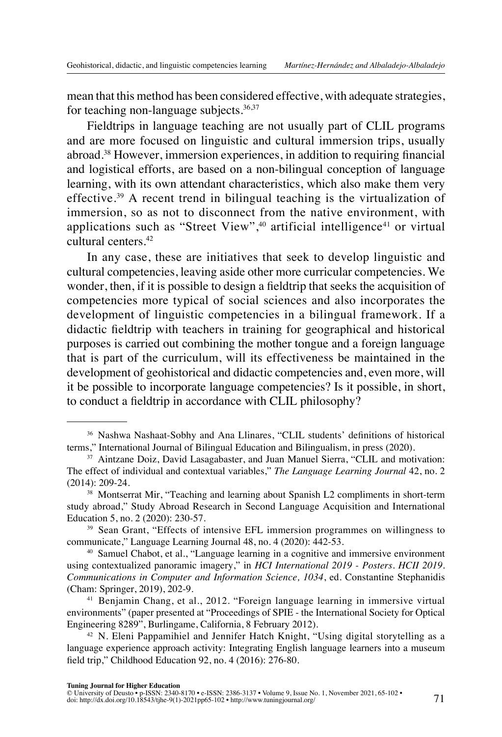mean that this method has been considered effective, with adequate strategies, for teaching non-language subjects.[36,37]

Fieldtrips in language teaching are not usually part of CLIL programs and are more focused on linguistic and cultural immersion trips, usually abroad.[38] However, immersion experiences, in addition to requiring financial and logistical efforts, are based on a non-bilingual conception of language learning, with its own attendant characteristics, which also make them very effective.[39] A recent trend in bilingual teaching is the virtualization of immersion, so as not to disconnect from the native environment, with applications such as "Street View",[40] artificial intelligence[41] or virtual cultural centers.[42]

In any case, these are initiatives that seek to develop linguistic and cultural competencies, leaving aside other more curricular competencies. We wonder, then, if it is possible to design a fieldtrip that seeks the acquisition of competencies more typical of social sciences and also incorporates the development of linguistic competencies in a bilingual framework. If a didactic fieldtrip with teachers in training for geographical and historical purposes is carried out combining the mother tongue and a foreign language that is part of the curriculum, will its effectiveness be maintained in the development of geohistorical and didactic competencies and, even more, will it be possible to incorporate language competencies? Is it possible, in short, to conduct a fieldtrip in accordance with CLIL philosophy?

---

[36] Nashwa Nashaat-Sobhy and Ana Llinares, "CLIL students' definitions of historical terms," International Journal of Bilingual Education and Bilingualism, in press (2020).

[37] Aintzane Doiz, David Lasagabaster, and Juan Manuel Sierra, "CLIL and motivation: The effect of individual and contextual variables," *The Language Learning Journal* 42, no. 2 (2014): 209-24.

[38] Montserrat Mir, "Teaching and learning about Spanish L2 compliments in short-term study abroad," Study Abroad Research in Second Language Acquisition and International Education 5, no. 2 (2020): 230-57.

[39] Sean Grant, "Effects of intensive EFL immersion programmes on willingness to communicate," Language Learning Journal 48, no. 4 (2020): 442-53.

[40] Samuel Chabot, et al., "Language learning in a cognitive and immersive environment using contextualized panoramic imagery," in *HCI International 2019 - Posters. HCII 2019. Communications in Computer and Information Science, 1034*, ed. Constantine Stephanidis (Cham: Springer, 2019), 202-9.

[41] Benjamin Chang, et al., 2012. "Foreign language learning in immersive virtual environments" (paper presented at "Proceedings of SPIE - the International Society for Optical Engineering 8289", Burlingame, California, 8 February 2012).

[42] N. Eleni Pappamihiel and Jennifer Hatch Knight, "Using digital storytelling as a language experience approach activity: Integrating English language learners into a museum field trip," Childhood Education 92, no. 4 (2016): 276-80.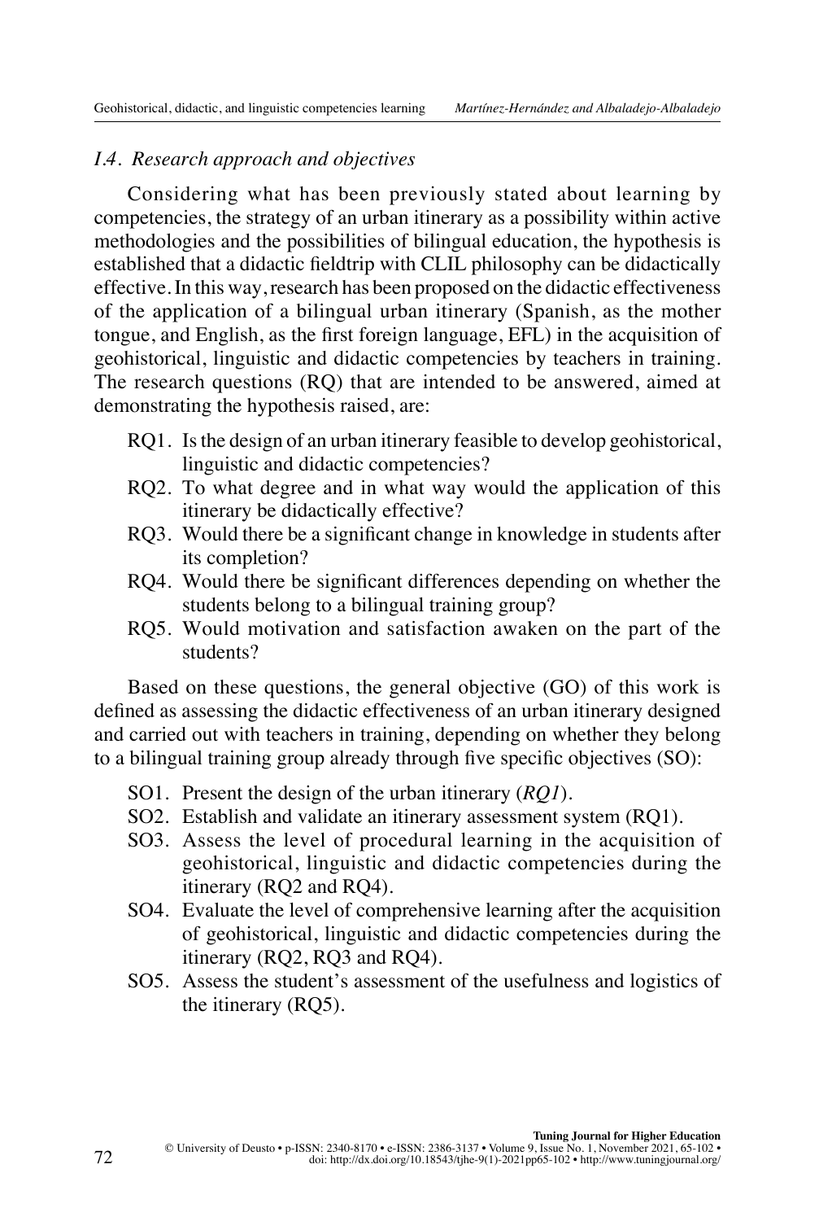### *1.4. Research approach and objectives*

Considering what has been previously stated about learning by competencies, the strategy of an urban itinerary as a possibility within active methodologies and the possibilities of bilingual education, the hypothesis is established that a didactic fieldtrip with CLIL philosophy can be didactically effective. In this way, research has been proposed on the didactic effectiveness of the application of a bilingual urban itinerary (Spanish, as the mother tongue, and English, as the first foreign language, EFL) in the acquisition of geohistorical, linguistic and didactic competencies by teachers in training. The research questions (RQ) that are intended to be answered, aimed at demonstrating the hypothesis raised, are:

- RQ1. Is the design of an urban itinerary feasible to develop geohistorical, linguistic and didactic competencies?
- RQ2. To what degree and in what way would the application of this itinerary be didactically effective?
- RQ3. Would there be a significant change in knowledge in students after its completion?
- RQ4. Would there be significant differences depending on whether the students belong to a bilingual training group?
- RQ5. Would motivation and satisfaction awaken on the part of the students?

Based on these questions, the general objective (GO) of this work is defined as assessing the didactic effectiveness of an urban itinerary designed and carried out with teachers in training, depending on whether they belong to a bilingual training group already through five specific objectives (SO):

- SO1. Present the design of the urban itinerary (*RQ1*).
- SO2. Establish and validate an itinerary assessment system (RQ1).
- SO3. Assess the level of procedural learning in the acquisition of geohistorical, linguistic and didactic competencies during the itinerary (RQ2 and RQ4).
- SO4. Evaluate the level of comprehensive learning after the acquisition of geohistorical, linguistic and didactic competencies during the itinerary (RQ2, RQ3 and RQ4).
- SO5. Assess the student's assessment of the usefulness and logistics of the itinerary (RQ5).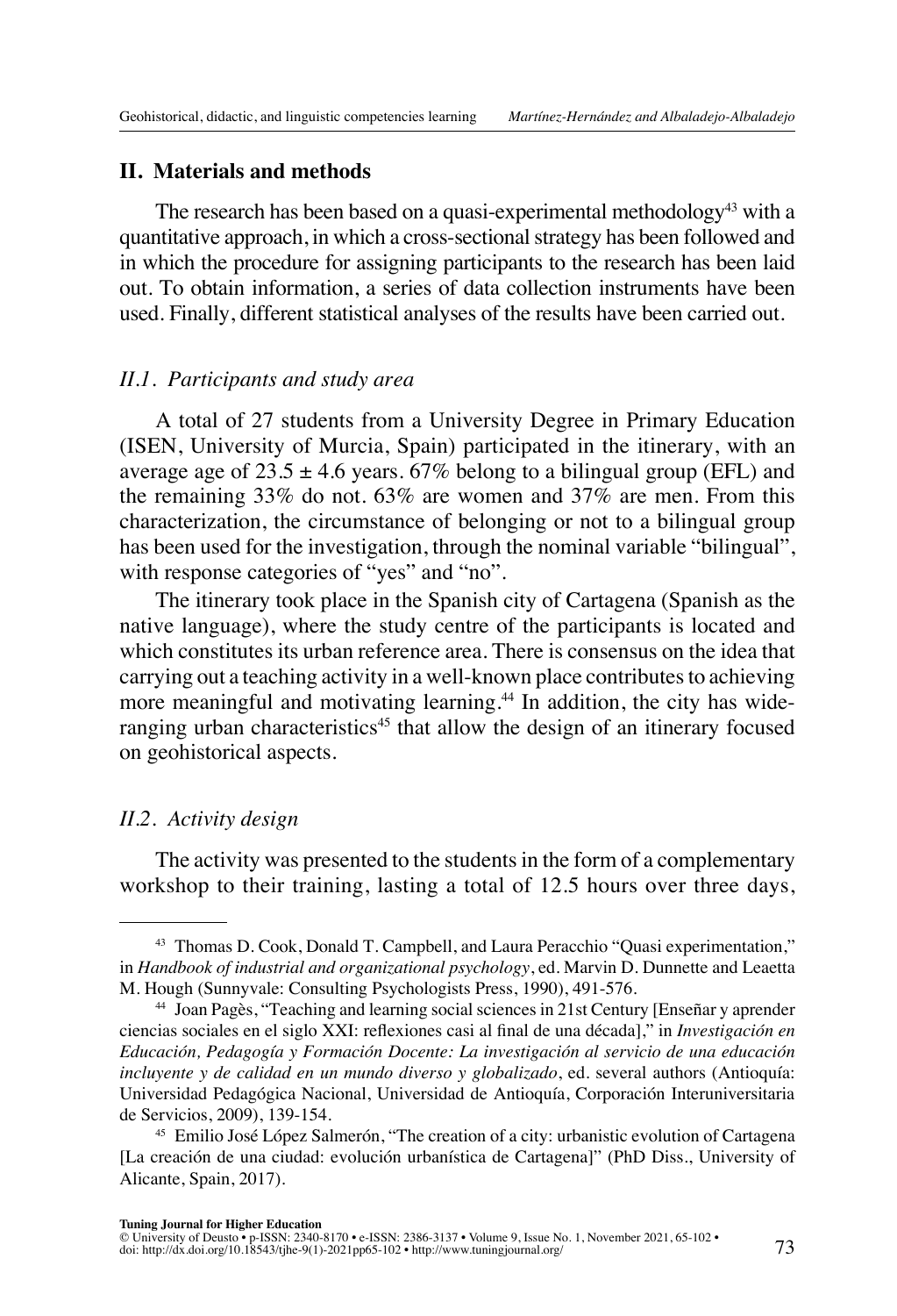## II. Materials and methods

The research has been based on a quasi-experimental methodology[43] with a quantitative approach, in which a cross-sectional strategy has been followed and in which the procedure for assigning participants to the research has been laid out. To obtain information, a series of data collection instruments have been used. Finally, different statistical analyses of the results have been carried out.

### *II.1. Participants and study area*

A total of 27 students from a University Degree in Primary Education (ISEN, University of Murcia, Spain) participated in the itinerary, with an average age of $23.5 \pm 4.6$ years. 67% belong to a bilingual group (EFL) and the remaining 33% do not. 63% are women and 37% are men. From this characterization, the circumstance of belonging or not to a bilingual group has been used for the investigation, through the nominal variable "bilingual", with response categories of "yes" and "no".

The itinerary took place in the Spanish city of Cartagena (Spanish as the native language), where the study centre of the participants is located and which constitutes its urban reference area. There is consensus on the idea that carrying out a teaching activity in a well-known place contributes to achieving more meaningful and motivating learning.[44] In addition, the city has wide-ranging urban characteristics[45] that allow the design of an itinerary focused on geohistorical aspects.

### *II.2. Activity design*

The activity was presented to the students in the form of a complementary workshop to their training, lasting a total of 12.5 hours over three days,

---

[43] Thomas D. Cook, Donald T. Campbell, and Laura Peracchio "Quasi experimentation," in *Handbook of industrial and organizational psychology*, ed. Marvin D. Dunnette and Leaetta M. Hough (Sunnyvale: Consulting Psychologists Press, 1990), 491-576.

[44] Joan Pagès, "Teaching and learning social sciences in 21st Century [Enseñar y aprender ciencias sociales en el siglo XXI: reflexiones casi al final de una década]," in *Investigación en Educación, Pedagogía y Formación Docente: La investigación al servicio de una educación incluyente y de calidad en un mundo diverso y globalizado*, ed. several authors (Antioquía: Universidad Pedagógica Nacional, Universidad de Antioquía, Corporación Interuniversitaria de Servicios, 2009), 139-154.

[45] Emilio José López Salmerón, "The creation of a city: urbanistic evolution of Cartagena [La creación de una ciudad: evolución urbanística de Cartagena]" (PhD Diss., University of Alicante, Spain, 2017).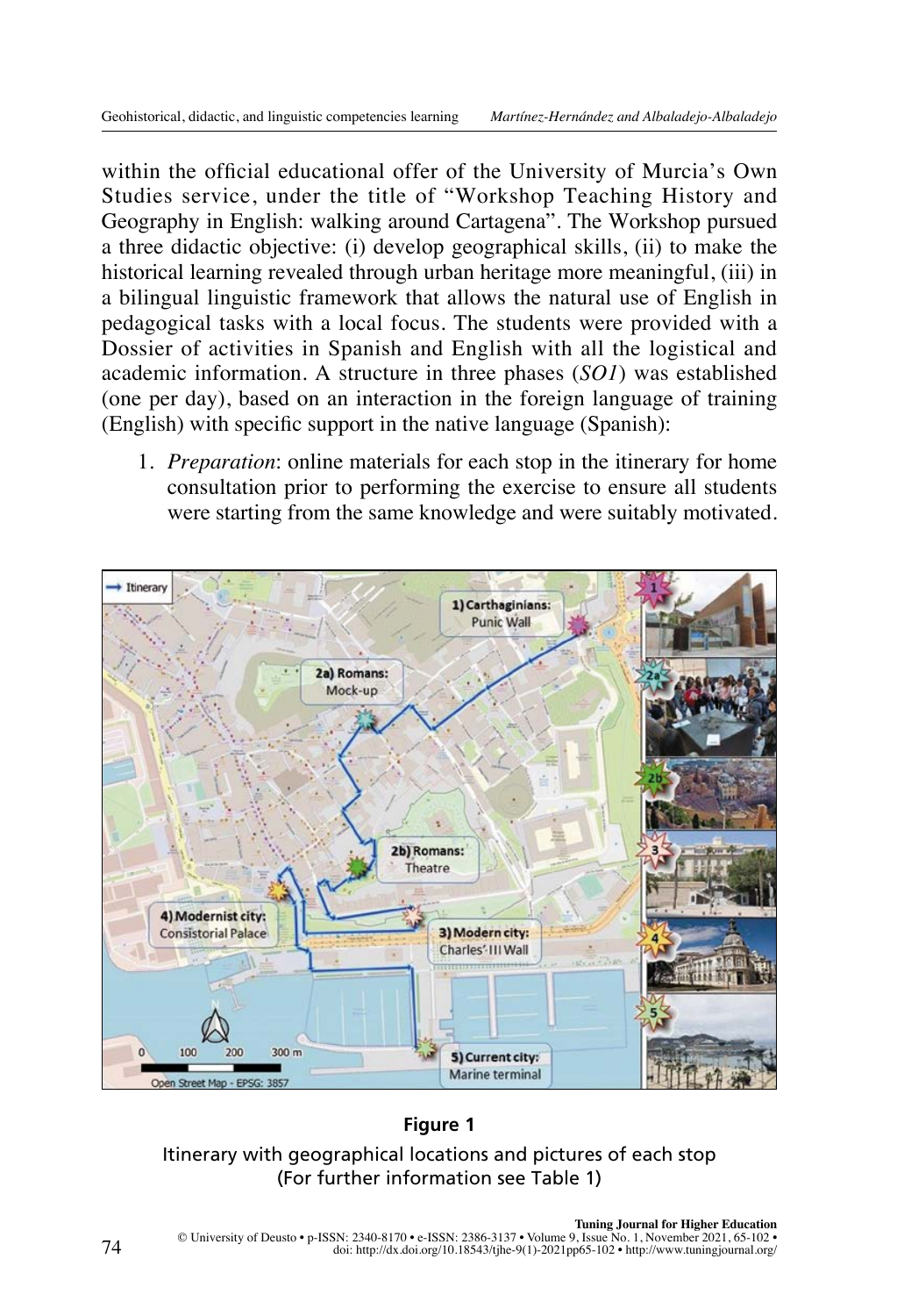within the official educational offer of the University of Murcia's Own Studies service, under the title of "Workshop Teaching History and Geography in English: walking around Cartagena". The Workshop pursued a three didactic objective: (i) develop geographical skills, (ii) to make the historical learning revealed through urban heritage more meaningful, (iii) in a bilingual linguistic framework that allows the natural use of English in pedagogical tasks with a local focus. The students were provided with a Dossier of activities in Spanish and English with all the logistical and academic information. A structure in three phases (*SO1*) was established (one per day), based on an interaction in the foreign language of training (English) with specific support in the native language (Spanish):

1. *Preparation*: online materials for each stop in the itinerary for home consultation prior to performing the exercise to ensure all students were starting from the same knowledge and were suitably motivated.

**Figure 1**

Itinerary with geographical locations and pictures of each stop (For further information see Table 1)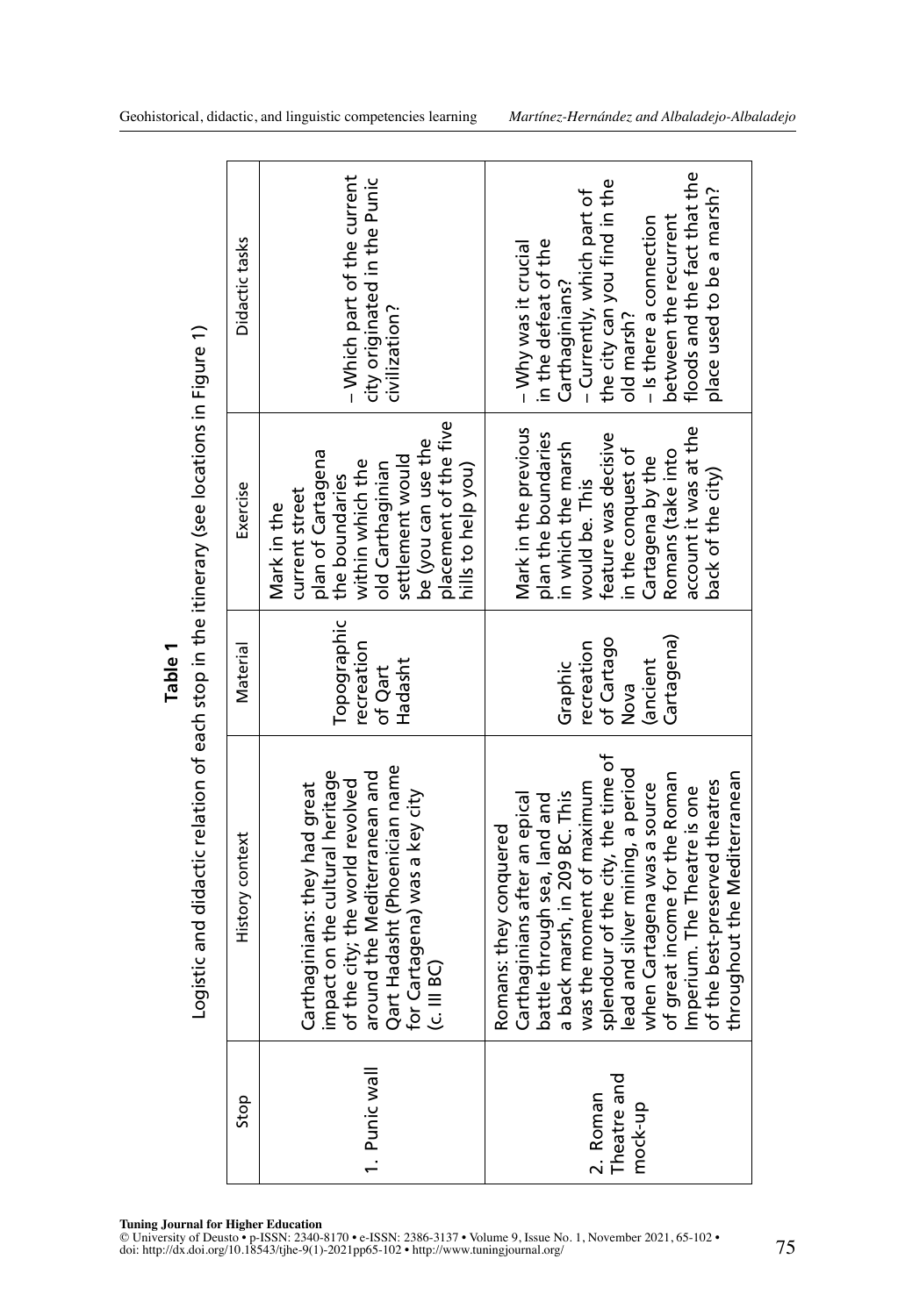**Table 1**

Logistic and didactic relation of each stop in the itinerary (see locations in Figure 1)

| Stop | History context | Material | Exercise | Didactic tasks |
|---|---|---|---|---|
| 1. Punic wall | Carthaginians: they had great impact on the cultural heritage of the city; the world revolved around the Mediterranean and Qart Hadasht (Phoenician name for Cartagena) was a key city (c. III BC) | Topographic recreation of Qart Hadasht | Mark in the current street plan of Cartagena the boundaries within which the old Carthaginian settlement would be (you can use the placement of the five hills to help you) | – Which part of the current city originated in the Punic civilization? |
| 2. Roman Theatre and mock-up | Romans: they conquered Carthaginians after an epical battle through sea, land and a back marsh, in 209 BC. This was the moment of maximum splendour of the city, the time of lead and silver mining, a period when Cartagena was a source of great income for the Roman Imperium. The Theatre is one of the best-preserved theatres throughout the Mediterranean | Graphic recreation of Cartago Nova (ancient Cartagena) | Mark in the previous plan the boundaries in which the marsh would be. This feature was decisive in the conquest of Cartagena by the Romans (take into account it was at the back of the city) | – Why was it crucial in the defeat of the Carthaginians?<br>– Currently, which part of the city can you find in the old marsh?<br>– Is there a connection between the recurrent floods and the fact that the place used to be a marsh? |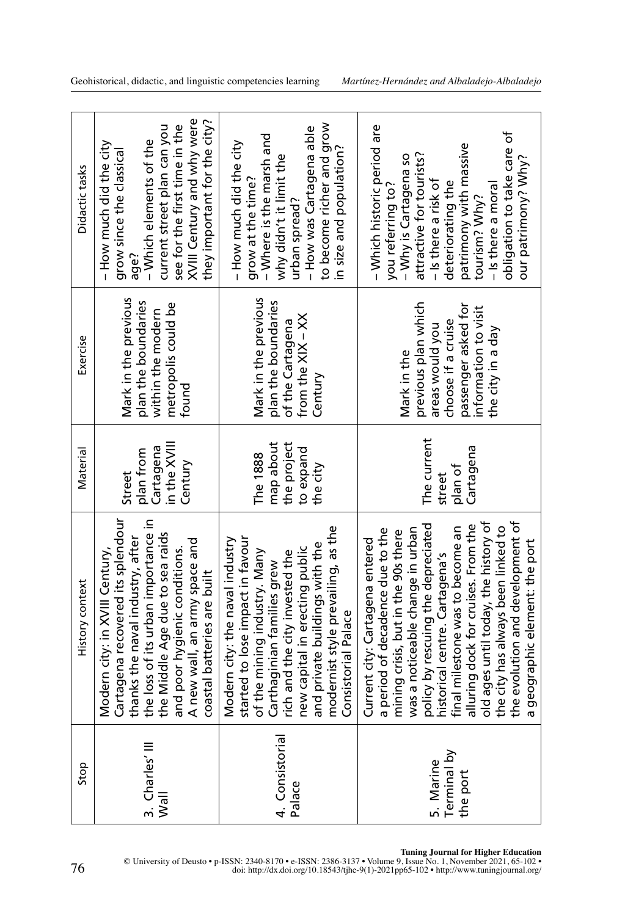| Stop | History context | Material | Exercise | Didactic tasks |
|---|---|---|---|---|
| 3. Charles' III Wall | Modern city: in XVIII Century, Cartagena recovered its splendour thanks the naval industry, after the loss of its urban importance in the Middle Age due to sea raids and poor hygienic conditions. A new wall, an army space and coastal batteries are built | Street plan from Cartagena in the XVIII Century | Mark in the previous plan the boundaries within the modern metropolis could be found | – How much did the city grow since the classical age?<br>– Which elements of the current street plan can you see for the first time in the XVIII Century and why were they important for the city? |
| 4. Consistorial Palace | Modern city: the naval industry started to lose impact in favour of the mining industry. Many Carthaginian families grew rich and the city invested the new capital in erecting public and private buildings with the modernist style prevailing, as the Consistorial Palace | The 1888 map about the project to expand the city | Mark in the previous plan the boundaries of the Cartagena from the XIX – XX Century | – How much did the city grow at the time?<br>– Where is the marsh and why didn't it limit the urban spread?<br>– How was Cartagena able to become richer and grow in size and population? |
| 5. Marine Terminal by the port | Current city: Cartagena entered a period of decadence due to the mining crisis, but in the 90s there was a noticeable change in urban policy by rescuing the depreciated historical centre. Cartagena's final milestone was to become an alluring dock for cruises. From the old ages until today, the history of the city has always been linked to the evolution and development of a geographic element: the port | The current street plan of Cartagena | Mark in the previous plan which areas would you choose if a cruise passenger asked for information to visit the city in a day | – Which historic period are you referring to?<br>– Why is Cartagena so attractive for tourists?<br>– Is there a risk of deteriorating the patrimony with massive tourism? Why?<br>– Is there a moral obligation to take care of our patrimony? Why? |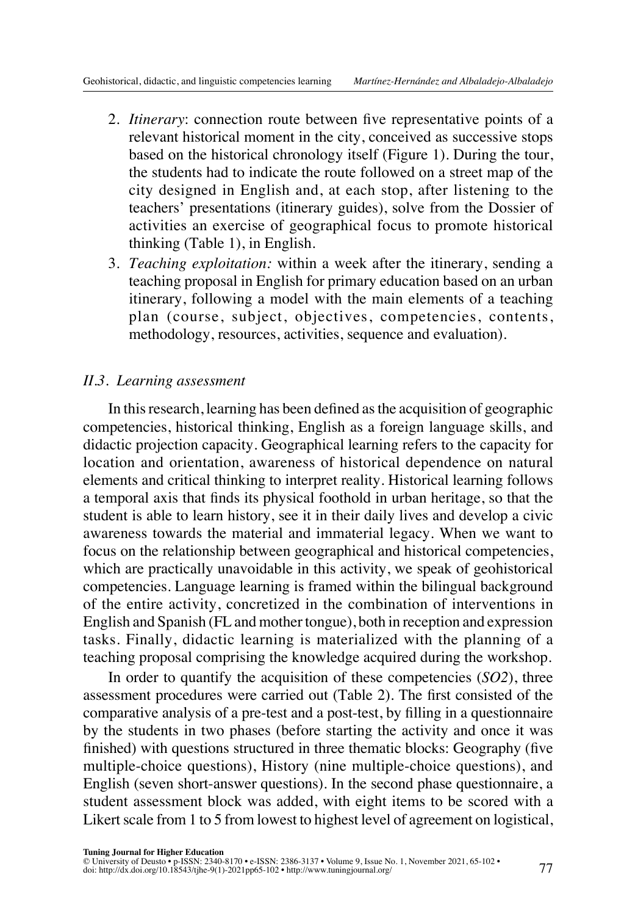2. *Itinerary*: connection route between five representative points of a relevant historical moment in the city, conceived as successive stops based on the historical chronology itself (Figure 1). During the tour, the students had to indicate the route followed on a street map of the city designed in English and, at each stop, after listening to the teachers' presentations (itinerary guides), solve from the Dossier of activities an exercise of geographical focus to promote historical thinking (Table 1), in English.
3. *Teaching exploitation:* within a week after the itinerary, sending a teaching proposal in English for primary education based on an urban itinerary, following a model with the main elements of a teaching plan (course, subject, objectives, competencies, contents, methodology, resources, activities, sequence and evaluation).

### *II.3. Learning assessment*

In this research, learning has been defined as the acquisition of geographic competencies, historical thinking, English as a foreign language skills, and didactic projection capacity. Geographical learning refers to the capacity for location and orientation, awareness of historical dependence on natural elements and critical thinking to interpret reality. Historical learning follows a temporal axis that finds its physical foothold in urban heritage, so that the student is able to learn history, see it in their daily lives and develop a civic awareness towards the material and immaterial legacy. When we want to focus on the relationship between geographical and historical competencies, which are practically unavoidable in this activity, we speak of geohistorical competencies. Language learning is framed within the bilingual background of the entire activity, concretized in the combination of interventions in English and Spanish (FL and mother tongue), both in reception and expression tasks. Finally, didactic learning is materialized with the planning of a teaching proposal comprising the knowledge acquired during the workshop.

In order to quantify the acquisition of these competencies (*SO2*), three assessment procedures were carried out (Table 2). The first consisted of the comparative analysis of a pre-test and a post-test, by filling in a questionnaire by the students in two phases (before starting the activity and once it was finished) with questions structured in three thematic blocks: Geography (five multiple-choice questions), History (nine multiple-choice questions), and English (seven short-answer questions). In the second phase questionnaire, a student assessment block was added, with eight items to be scored with a Likert scale from 1 to 5 from lowest to highest level of agreement on logistical,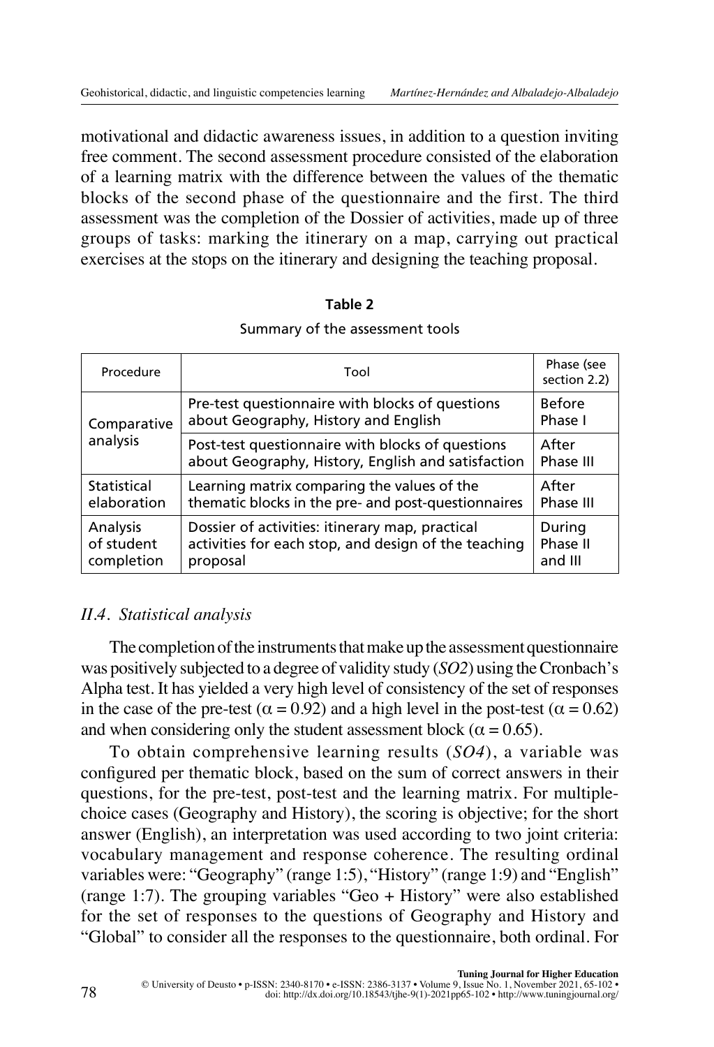motivational and didactic awareness issues, in addition to a question inviting free comment. The second assessment procedure consisted of the elaboration of a learning matrix with the difference between the values of the thematic blocks of the second phase of the questionnaire and the first. The third assessment was the completion of the Dossier of activities, made up of three groups of tasks: marking the itinerary on a map, carrying out practical exercises at the stops on the itinerary and designing the teaching proposal.

**Table 2**

Summary of the assessment tools

| Procedure | Tool | Phase (see section 2.2) |
|---|---|---|
| Comparative analysis | Pre-test questionnaire with blocks of questions about Geography, History and English | Before Phase I |
| | Post-test questionnaire with blocks of questions about Geography, History, English and satisfaction | After Phase III |
| Statistical elaboration | Learning matrix comparing the values of the thematic blocks in the pre- and post-questionnaires | After Phase III |
| Analysis of student completion | Dossier of activities: itinerary map, practical activities for each stop, and design of the teaching proposal | During Phase II and III |

### *II.4. Statistical analysis*

The completion of the instruments that make up the assessment questionnaire was positively subjected to a degree of validity study (*SO2*) using the Cronbach's Alpha test. It has yielded a very high level of consistency of the set of responses in the case of the pre-test ($\alpha = 0.92$) and a high level in the post-test ($\alpha = 0.62$) and when considering only the student assessment block ($\alpha = 0.65$).

To obtain comprehensive learning results (*SO4*), a variable was configured per thematic block, based on the sum of correct answers in their questions, for the pre-test, post-test and the learning matrix. For multiple-choice cases (Geography and History), the scoring is objective; for the short answer (English), an interpretation was used according to two joint criteria: vocabulary management and response coherence. The resulting ordinal variables were: "Geography" (range 1:5), "History" (range 1:9) and "English" (range 1:7). The grouping variables "Geo + History" were also established for the set of responses to the questions of Geography and History and "Global" to consider all the responses to the questionnaire, both ordinal. For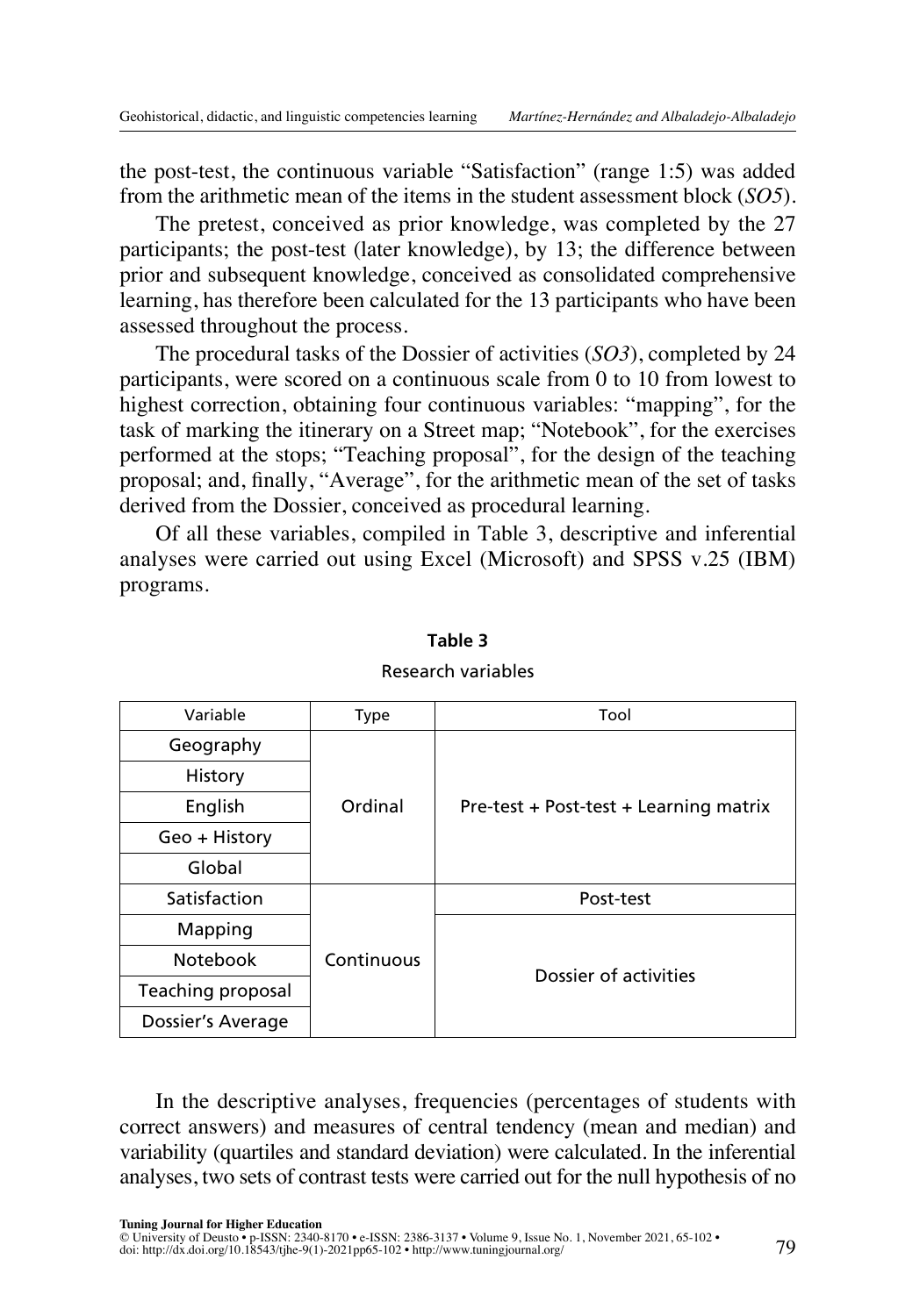the post-test, the continuous variable "Satisfaction" (range 1:5) was added from the arithmetic mean of the items in the student assessment block (*SO5*).

The pretest, conceived as prior knowledge, was completed by the 27 participants; the post-test (later knowledge), by 13; the difference between prior and subsequent knowledge, conceived as consolidated comprehensive learning, has therefore been calculated for the 13 participants who have been assessed throughout the process.

The procedural tasks of the Dossier of activities (*SO3*), completed by 24 participants, were scored on a continuous scale from 0 to 10 from lowest to highest correction, obtaining four continuous variables: "mapping", for the task of marking the itinerary on a Street map; "Notebook", for the exercises performed at the stops; "Teaching proposal", for the design of the teaching proposal; and, finally, "Average", for the arithmetic mean of the set of tasks derived from the Dossier, conceived as procedural learning.

Of all these variables, compiled in Table 3, descriptive and inferential analyses were carried out using Excel (Microsoft) and SPSS v.25 (IBM) programs.

**Table 3**

Research variables

| Variable | Type | Tool |
|---|---|---|
| Geography | Ordinal | Pre-test + Post-test + Learning matrix |
| History | | |
| English | | |
| Geo + History | | |
| Global | | |
| Satisfaction | Continuous | Post-test |
| Mapping | | Dossier of activities |
| Notebook | | |
| Teaching proposal | | |
| Dossier's Average | | |

In the descriptive analyses, frequencies (percentages of students with correct answers) and measures of central tendency (mean and median) and variability (quartiles and standard deviation) were calculated. In the inferential analyses, two sets of contrast tests were carried out for the null hypothesis of no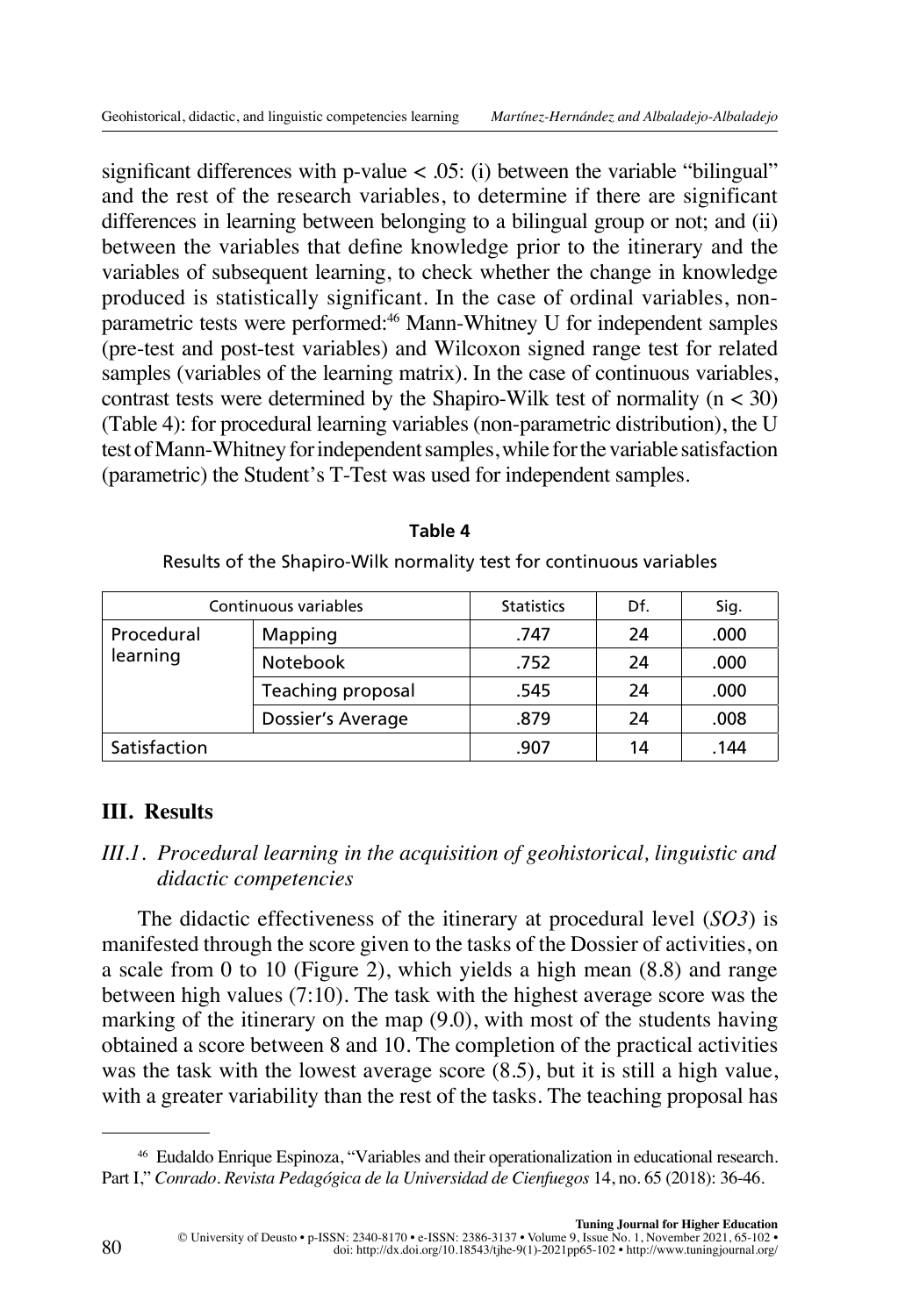significant differences with p-value < .05: (i) between the variable "bilingual" and the rest of the research variables, to determine if there are significant differences in learning between belonging to a bilingual group or not; and (ii) between the variables that define knowledge prior to the itinerary and the variables of subsequent learning, to check whether the change in knowledge produced is statistically significant. In the case of ordinal variables, non-parametric tests were performed:[46] Mann-Whitney U for independent samples (pre-test and post-test variables) and Wilcoxon signed range test for related samples (variables of the learning matrix). In the case of continuous variables, contrast tests were determined by the Shapiro-Wilk test of normality (n < 30) (Table 4): for procedural learning variables (non-parametric distribution), the U test of Mann-Whitney for independent samples, while for the variable satisfaction (parametric) the Student's T-Test was used for independent samples.

**Table 4**

Results of the Shapiro-Wilk normality test for continuous variables

| Continuous variables | | Statistics | Df. | Sig. |
|---|---|---|---|---|
| Procedural learning | Mapping | .747 | 24 | .000 |
| | Notebook | .752 | 24 | .000 |
| | Teaching proposal | .545 | 24 | .000 |
| | Dossier's Average | .879 | 24 | .008 |
| Satisfaction | | .907 | 14 | .144 |

## III. Results

### *III.1. Procedural learning in the acquisition of geohistorical, linguistic and didactic competencies*

The didactic effectiveness of the itinerary at procedural level (*SO3*) is manifested through the score given to the tasks of the Dossier of activities, on a scale from 0 to 10 (Figure 2), which yields a high mean (8.8) and range between high values (7:10). The task with the highest average score was the marking of the itinerary on the map (9.0), with most of the students having obtained a score between 8 and 10. The completion of the practical activities was the task with the lowest average score (8.5), but it is still a high value, with a greater variability than the rest of the tasks. The teaching proposal has

---

[46] Eudaldo Enrique Espinoza, "Variables and their operationalization in educational research. Part I," *Conrado. Revista Pedagógica de la Universidad de Cienfuegos* 14, no. 65 (2018): 36-46.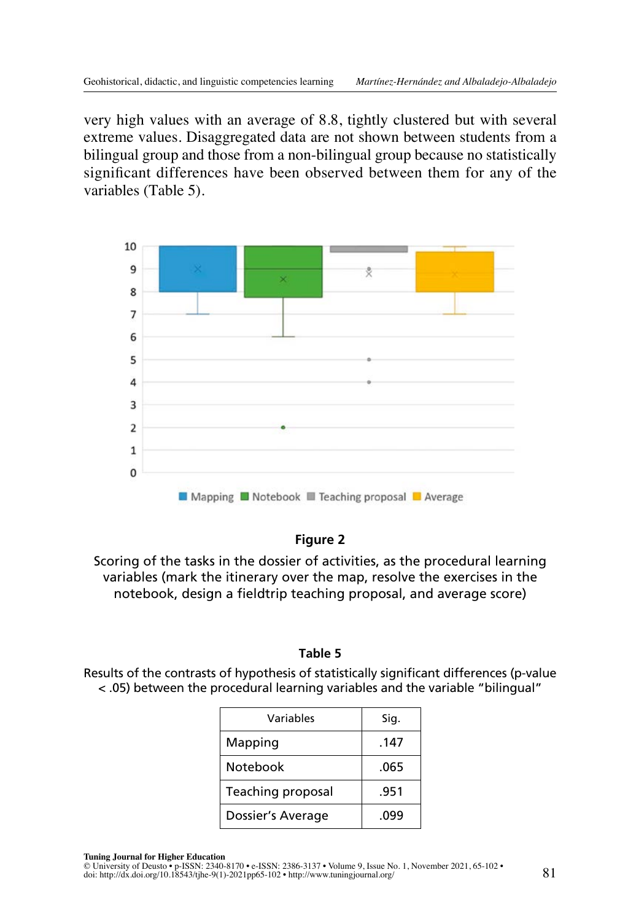very high values with an average of 8.8, tightly clustered but with several extreme values. Disaggregated data are not shown between students from a bilingual group and those from a non-bilingual group because no statistically significant differences have been observed between them for any of the variables (Table 5).

**Figure 2**

Scoring of the tasks in the dossier of activities, as the procedural learning variables (mark the itinerary over the map, resolve the exercises in the notebook, design a fieldtrip teaching proposal, and average score)

**Table 5**

Results of the contrasts of hypothesis of statistically significant differences (p-value < .05) between the procedural learning variables and the variable "bilingual"

| Variables | Sig. |
|---|---|
| Mapping | .147 |
| Notebook | .065 |
| Teaching proposal | .951 |
| Dossier's Average | .099 |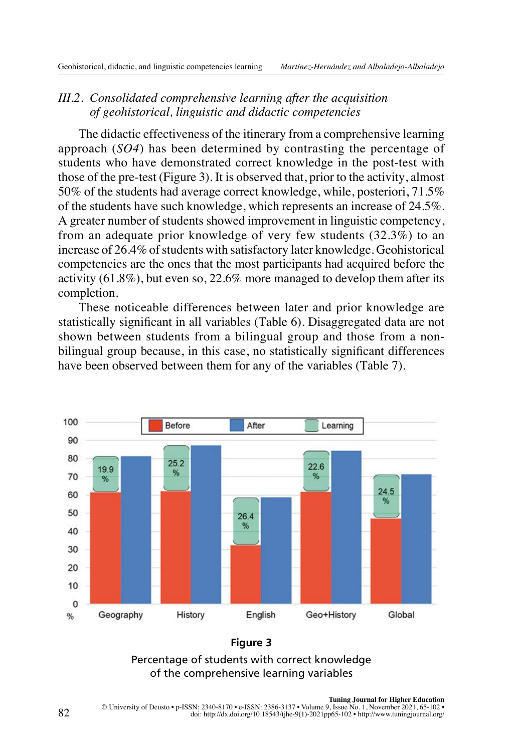### III.2. *Consolidated comprehensive learning after the acquisition of geohistorical, linguistic and didactic competencies*

The didactic effectiveness of the itinerary from a comprehensive learning approach (*SO4*) has been determined by contrasting the percentage of students who have demonstrated correct knowledge in the post-test with those of the pre-test (Figure 3). It is observed that, prior to the activity, almost 50% of the students had average correct knowledge, while, posteriori, 71.5% of the students have such knowledge, which represents an increase of 24.5%. A greater number of students showed improvement in linguistic competency, from an adequate prior knowledge of very few students (32.3%) to an increase of 26.4% of students with satisfactory later knowledge. Geohistorical competencies are the ones that the most participants had acquired before the activity (61.8%), but even so, 22.6% more managed to develop them after its completion.

These noticeable differences between later and prior knowledge are statistically significant in all variables (Table 6). Disaggregated data are not shown between students from a bilingual group and those from a non-bilingual group because, in this case, no statistically significant differences have been observed between them for any of the variables (Table 7).

**Figure 3**

Percentage of students with correct knowledge of the comprehensive learning variables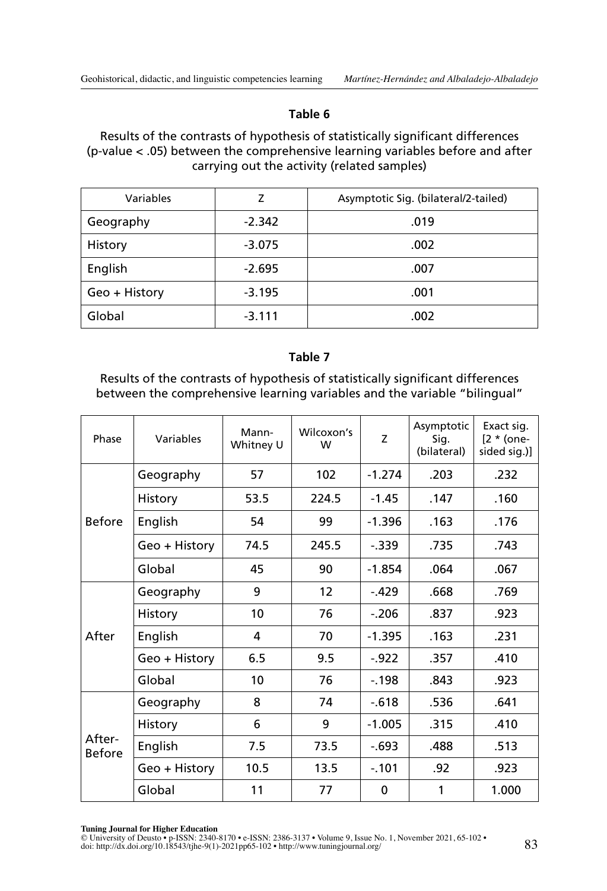**Table 6**

Results of the contrasts of hypothesis of statistically significant differences (p-value < .05) between the comprehensive learning variables before and after carrying out the activity (related samples)

| Variables | Z | Asymptotic Sig. (bilateral/2-tailed) |
|---|---|---|
| Geography | -2.342 | .019 |
| History | -3.075 | .002 |
| English | -2.695 | .007 |
| Geo + History | -3.195 | .001 |
| Global | -3.111 | .002 |

**Table 7**

Results of the contrasts of hypothesis of statistically significant differences between the comprehensive learning variables and the variable "bilingual"

| Phase | Variables | Mann-Whitney U | Wilcoxon's W | Z | Asymptotic Sig. (bilateral) | Exact sig. [2 * (one-sided sig.)] |
|---|---|---|---|---|---|---|
| Before | Geography | 57 | 102 | -1.274 | .203 | .232 |
| | History | 53.5 | 224.5 | -1.45 | .147 | .160 |
| | English | 54 | 99 | -1.396 | .163 | .176 |
| | Geo + History | 74.5 | 245.5 | -.339 | .735 | .743 |
| | Global | 45 | 90 | -1.854 | .064 | .067 |
| After | Geography | 9 | 12 | -.429 | .668 | .769 |
| | History | 10 | 76 | -.206 | .837 | .923 |
| | English | 4 | 70 | -1.395 | .163 | .231 |
| | Geo + History | 6.5 | 9.5 | -.922 | .357 | .410 |
| | Global | 10 | 76 | -.198 | .843 | .923 |
| After-Before | Geography | 8 | 74 | -.618 | .536 | .641 |
| | History | 6 | 9 | -1.005 | .315 | .410 |
| | English | 7.5 | 73.5 | -.693 | .488 | .513 |
| | Geo + History | 10.5 | 13.5 | -.101 | .92 | .923 |
| | Global | 11 | 77 | 0 | 1 | 1.000 |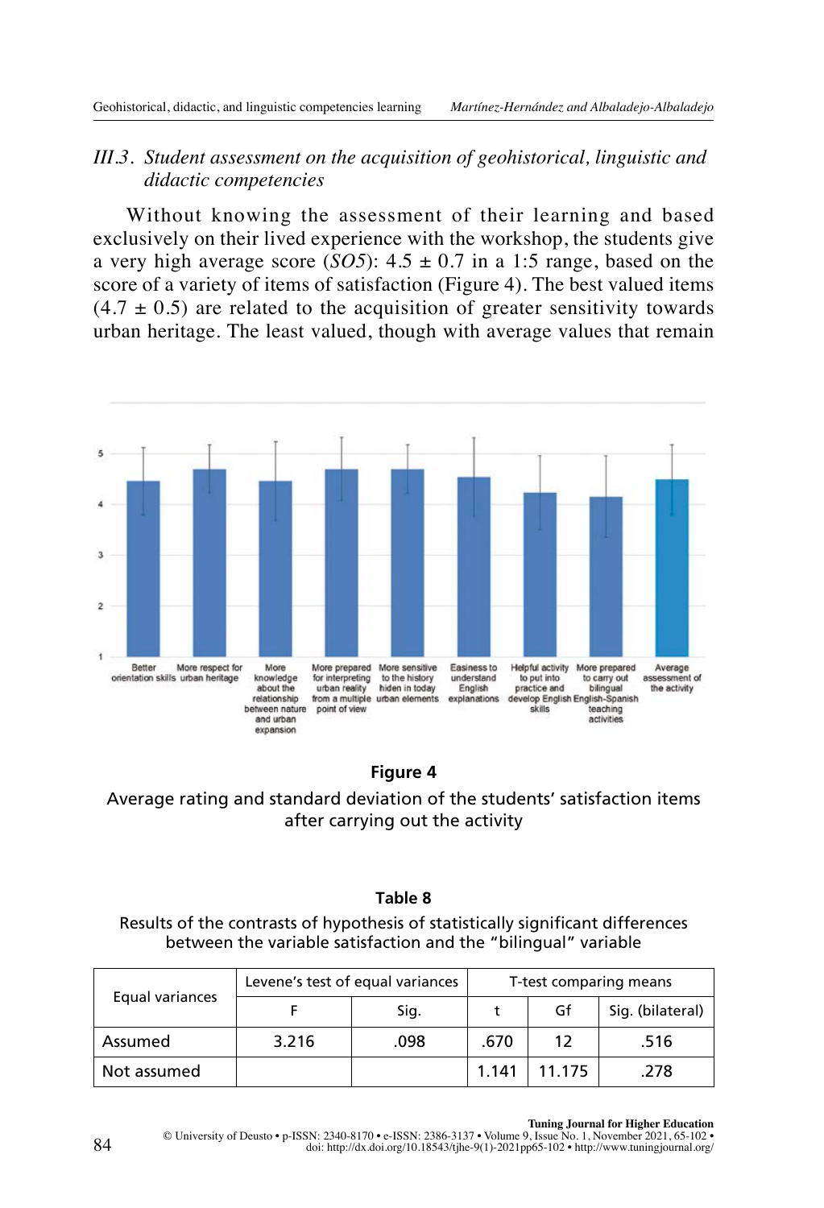### III.3. Student assessment on the acquisition of geohistorical, linguistic and didactic competencies

Without knowing the assessment of their learning and based exclusively on their lived experience with the workshop, the students give a very high average score (*SO5*): 4.5 ± 0.7 in a 1:5 range, based on the score of a variety of items of satisfaction (Figure 4). The best valued items (4.7 ± 0.5) are related to the acquisition of greater sensitivity towards urban heritage. The least valued, though with average values that remain

**Figure 4**

Average rating and standard deviation of the students' satisfaction items after carrying out the activity

**Table 8**

Results of the contrasts of hypothesis of statistically significant differences between the variable satisfaction and the "bilingual" variable

| Equal variances | Levene's test of equal variances | | T-test comparing means | | |
|---|---|---|---|---|---|
| | F | Sig. | t | Gf | Sig. (bilateral) |
| Assumed | 3.216 | .098 | .670 | 12 | .516 |
| Not assumed | | | 1.141 | 11.175 | .278 |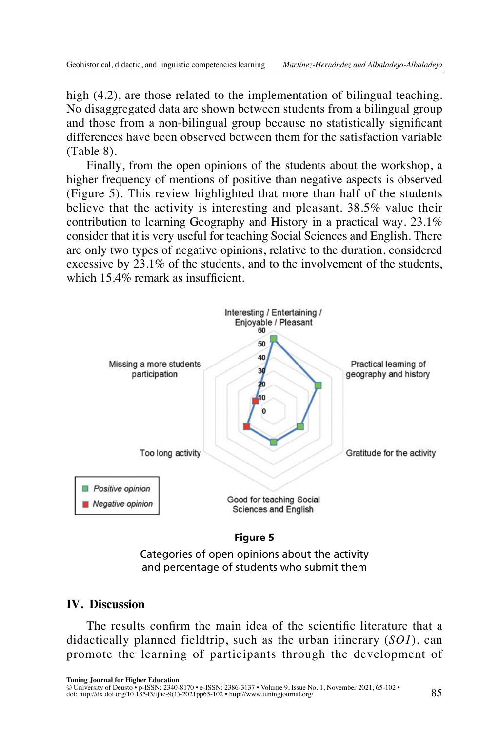high (4.2), are those related to the implementation of bilingual teaching. No disaggregated data are shown between students from a bilingual group and those from a non-bilingual group because no statistically significant differences have been observed between them for the satisfaction variable (Table 8).

Finally, from the open opinions of the students about the workshop, a higher frequency of mentions of positive than negative aspects is observed (Figure 5). This review highlighted that more than half of the students believe that the activity is interesting and pleasant. 38.5% value their contribution to learning Geography and History in a practical way. 23.1% consider that it is very useful for teaching Social Sciences and English. There are only two types of negative opinions, relative to the duration, considered excessive by 23.1% of the students, and to the involvement of the students, which 15.4% remark as insufficient.

**Figure 5**

Categories of open opinions about the activity and percentage of students who submit them

## IV. Discussion

The results confirm the main idea of the scientific literature that a didactically planned fieldtrip, such as the urban itinerary (*SO1*), can promote the learning of participants through the development of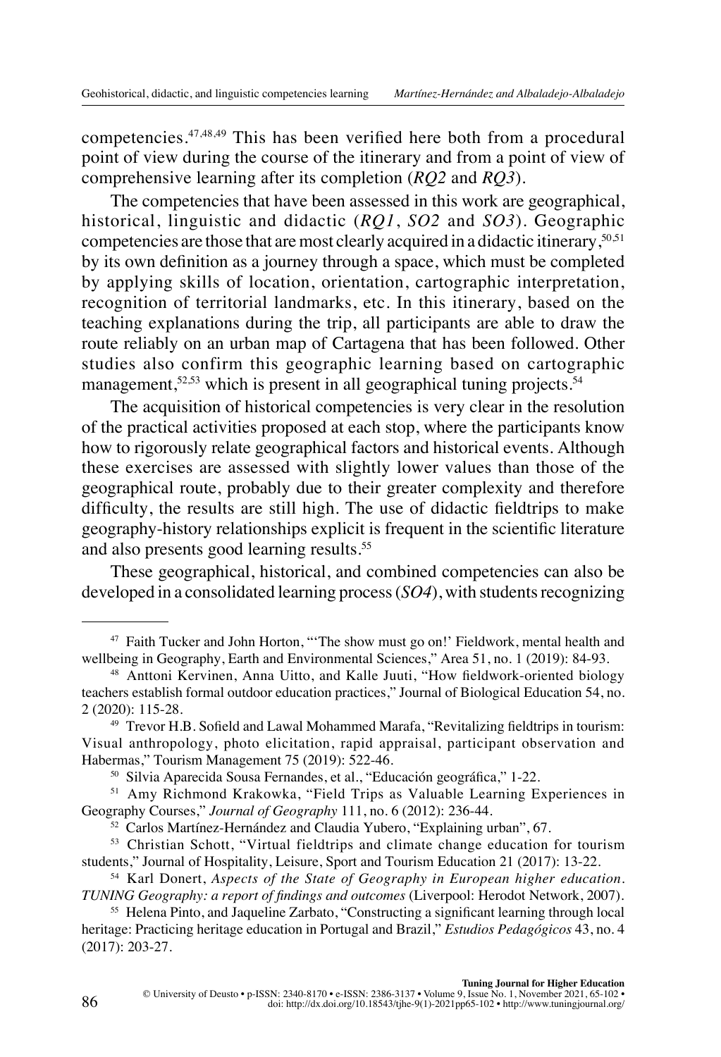competencies.[47,48,49] This has been verified here both from a procedural point of view during the course of the itinerary and from a point of view of comprehensive learning after its completion (*RQ2* and *RQ3*).

The competencies that have been assessed in this work are geographical, historical, linguistic and didactic (*RQ1*, *SO2* and *SO3*). Geographic competencies are those that are most clearly acquired in a didactic itinerary,[50,51] by its own definition as a journey through a space, which must be completed by applying skills of location, orientation, cartographic interpretation, recognition of territorial landmarks, etc. In this itinerary, based on the teaching explanations during the trip, all participants are able to draw the route reliably on an urban map of Cartagena that has been followed. Other studies also confirm this geographic learning based on cartographic management,[52,53] which is present in all geographical tuning projects.[54]

The acquisition of historical competencies is very clear in the resolution of the practical activities proposed at each stop, where the participants know how to rigorously relate geographical factors and historical events. Although these exercises are assessed with slightly lower values than those of the geographical route, probably due to their greater complexity and therefore difficulty, the results are still high. The use of didactic fieldtrips to make geography-history relationships explicit is frequent in the scientific literature and also presents good learning results.[55]

These geographical, historical, and combined competencies can also be developed in a consolidated learning process (*SO4*), with students recognizing

---

[47] Faith Tucker and John Horton, "'The show must go on!' Fieldwork, mental health and wellbeing in Geography, Earth and Environmental Sciences," Area 51, no. 1 (2019): 84-93.

[48] Anttoni Kervinen, Anna Uitto, and Kalle Juuti, "How fieldwork-oriented biology teachers establish formal outdoor education practices," Journal of Biological Education 54, no. 2 (2020): 115-28.

[49] Trevor H.B. Sofield and Lawal Mohammed Marafa, "Revitalizing fieldtrips in tourism: Visual anthropology, photo elicitation, rapid appraisal, participant observation and Habermas," Tourism Management 75 (2019): 522-46.

[50] Silvia Aparecida Sousa Fernandes, et al., "Educación geográfica," 1-22.

[51] Amy Richmond Krakowka, "Field Trips as Valuable Learning Experiences in Geography Courses," *Journal of Geography* 111, no. 6 (2012): 236-44.

[52] Carlos Martínez-Hernández and Claudia Yubero, "Explaining urban", 67.

[53] Christian Schott, "Virtual fieldtrips and climate change education for tourism students," Journal of Hospitality, Leisure, Sport and Tourism Education 21 (2017): 13-22.

[54] Karl Donert, *Aspects of the State of Geography in European higher education. TUNING Geography: a report of findings and outcomes* (Liverpool: Herodot Network, 2007).

[55] Helena Pinto, and Jaqueline Zarbato, "Constructing a significant learning through local heritage: Practicing heritage education in Portugal and Brazil," *Estudios Pedagógicos* 43, no. 4 (2017): 203-27.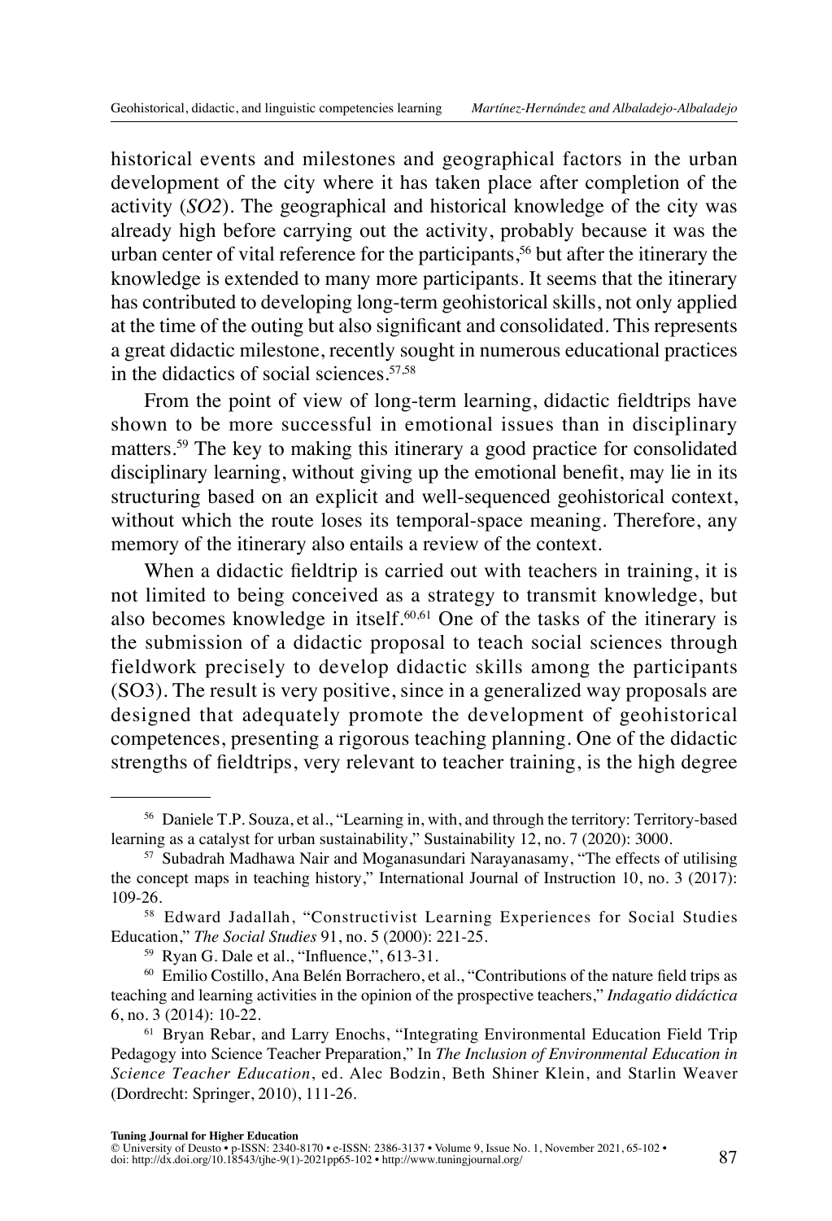historical events and milestones and geographical factors in the urban development of the city where it has taken place after completion of the activity (*SO2*). The geographical and historical knowledge of the city was already high before carrying out the activity, probably because it was the urban center of vital reference for the participants,[56] but after the itinerary the knowledge is extended to many more participants. It seems that the itinerary has contributed to developing long-term geohistorical skills, not only applied at the time of the outing but also significant and consolidated. This represents a great didactic milestone, recently sought in numerous educational practices in the didactics of social sciences.[57,58]

From the point of view of long-term learning, didactic fieldtrips have shown to be more successful in emotional issues than in disciplinary matters.[59] The key to making this itinerary a good practice for consolidated disciplinary learning, without giving up the emotional benefit, may lie in its structuring based on an explicit and well-sequenced geohistorical context, without which the route loses its temporal-space meaning. Therefore, any memory of the itinerary also entails a review of the context.

When a didactic fieldtrip is carried out with teachers in training, it is not limited to being conceived as a strategy to transmit knowledge, but also becomes knowledge in itself.[60,61] One of the tasks of the itinerary is the submission of a didactic proposal to teach social sciences through fieldwork precisely to develop didactic skills among the participants (SO3). The result is very positive, since in a generalized way proposals are designed that adequately promote the development of geohistorical competences, presenting a rigorous teaching planning. One of the didactic strengths of fieldtrips, very relevant to teacher training, is the high degree

---

[56] Daniele T.P. Souza, et al., "Learning in, with, and through the territory: Territory-based learning as a catalyst for urban sustainability," Sustainability 12, no. 7 (2020): 3000.

[57] Subadrah Madhawa Nair and Moganasundari Narayanasamy, "The effects of utilising the concept maps in teaching history," International Journal of Instruction 10, no. 3 (2017): 109-26.

[58] Edward Jadallah, "Constructivist Learning Experiences for Social Studies Education," *The Social Studies* 91, no. 5 (2000): 221-25.

[59] Ryan G. Dale et al., "Influence,", 613-31.

[60] Emilio Costillo, Ana Belén Borrachero, et al., "Contributions of the nature field trips as teaching and learning activities in the opinion of the prospective teachers," *Indagatio didáctica* 6, no. 3 (2014): 10-22.

[61] Bryan Rebar, and Larry Enochs, "Integrating Environmental Education Field Trip Pedagogy into Science Teacher Preparation," In *The Inclusion of Environmental Education in Science Teacher Education*, ed. Alec Bodzin, Beth Shiner Klein, and Starlin Weaver (Dordrecht: Springer, 2010), 111-26.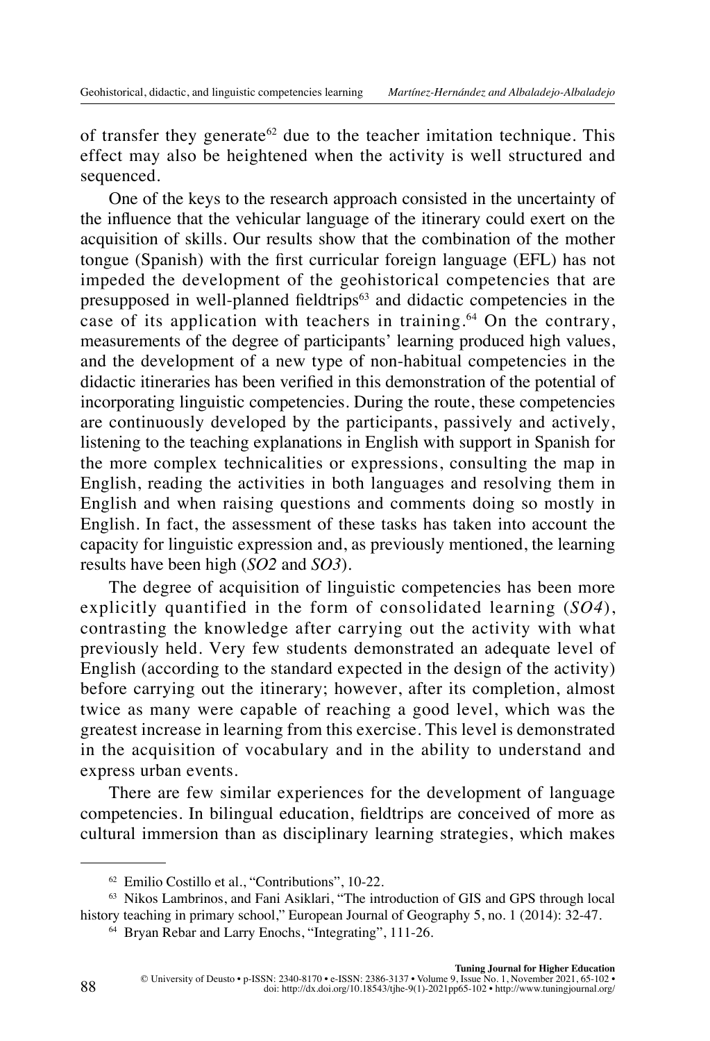of transfer they generate[62] due to the teacher imitation technique. This effect may also be heightened when the activity is well structured and sequenced.

One of the keys to the research approach consisted in the uncertainty of the influence that the vehicular language of the itinerary could exert on the acquisition of skills. Our results show that the combination of the mother tongue (Spanish) with the first curricular foreign language (EFL) has not impeded the development of the geohistorical competencies that are presupposed in well-planned fieldtrips[63] and didactic competencies in the case of its application with teachers in training.[64] On the contrary, measurements of the degree of participants' learning produced high values, and the development of a new type of non-habitual competencies in the didactic itineraries has been verified in this demonstration of the potential of incorporating linguistic competencies. During the route, these competencies are continuously developed by the participants, passively and actively, listening to the teaching explanations in English with support in Spanish for the more complex technicalities or expressions, consulting the map in English, reading the activities in both languages and resolving them in English and when raising questions and comments doing so mostly in English. In fact, the assessment of these tasks has taken into account the capacity for linguistic expression and, as previously mentioned, the learning results have been high (*SO2* and *SO3*).

The degree of acquisition of linguistic competencies has been more explicitly quantified in the form of consolidated learning (*SO4*), contrasting the knowledge after carrying out the activity with what previously held. Very few students demonstrated an adequate level of English (according to the standard expected in the design of the activity) before carrying out the itinerary; however, after its completion, almost twice as many were capable of reaching a good level, which was the greatest increase in learning from this exercise. This level is demonstrated in the acquisition of vocabulary and in the ability to understand and express urban events.

There are few similar experiences for the development of language competencies. In bilingual education, fieldtrips are conceived of more as cultural immersion than as disciplinary learning strategies, which makes

---

[62] Emilio Costillo et al., "Contributions", 10-22.

[63] Nikos Lambrinos, and Fani Asiklari, "The introduction of GIS and GPS through local history teaching in primary school," European Journal of Geography 5, no. 1 (2014): 32-47.

[64] Bryan Rebar and Larry Enochs, "Integrating", 111-26.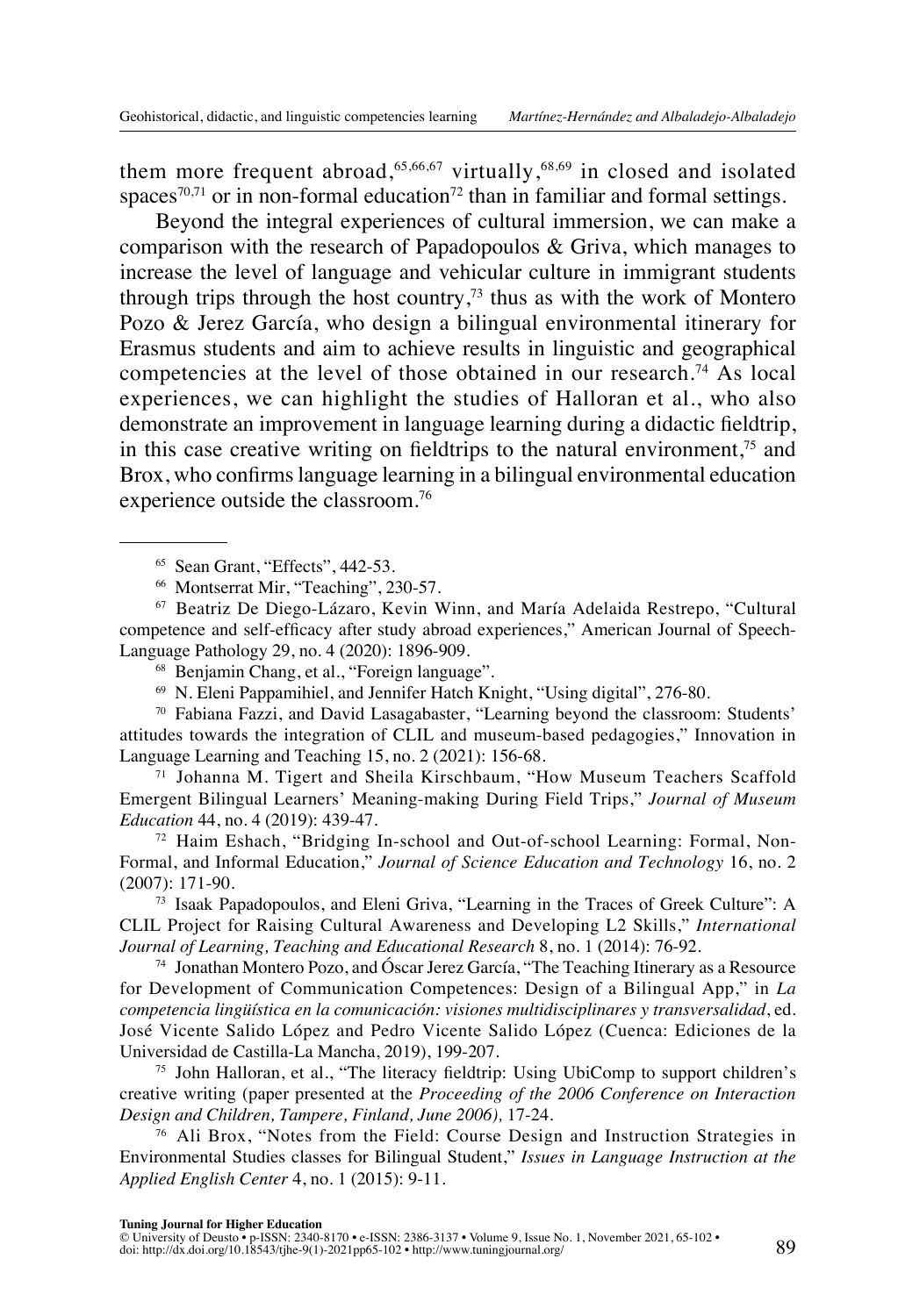them more frequent abroad,[65,66,67] virtually,[68,69] in closed and isolated spaces[70,71] or in non-formal education[72] than in familiar and formal settings.

Beyond the integral experiences of cultural immersion, we can make a comparison with the research of Papadopoulos & Griva, which manages to increase the level of language and vehicular culture in immigrant students through trips through the host country,[73] thus as with the work of Montero Pozo & Jerez García, who design a bilingual environmental itinerary for Erasmus students and aim to achieve results in linguistic and geographical competencies at the level of those obtained in our research.[74] As local experiences, we can highlight the studies of Halloran et al., who also demonstrate an improvement in language learning during a didactic fieldtrip, in this case creative writing on fieldtrips to the natural environment,[75] and Brox, who confirms language learning in a bilingual environmental education experience outside the classroom.[76]

---

[65] Sean Grant, "Effects", 442-53.

[66] Montserrat Mir, "Teaching", 230-57.

[67] Beatriz De Diego-Lázaro, Kevin Winn, and María Adelaida Restrepo, "Cultural competence and self-efficacy after study abroad experiences," American Journal of Speech-Language Pathology 29, no. 4 (2020): 1896-909.

[68] Benjamin Chang, et al., "Foreign language".

[69] N. Eleni Pappamihiel, and Jennifer Hatch Knight, "Using digital", 276-80.

[70] Fabiana Fazzi, and David Lasagabaster, "Learning beyond the classroom: Students' attitudes towards the integration of CLIL and museum-based pedagogies," Innovation in Language Learning and Teaching 15, no. 2 (2021): 156-68.

[71] Johanna M. Tigert and Sheila Kirschbaum, "How Museum Teachers Scaffold Emergent Bilingual Learners' Meaning-making During Field Trips," *Journal of Museum Education* 44, no. 4 (2019): 439-47.

[72] Haim Eshach, "Bridging In-school and Out-of-school Learning: Formal, Non-Formal, and Informal Education," *Journal of Science Education and Technology* 16, no. 2 (2007): 171-90.

[73] Isaak Papadopoulos, and Eleni Griva, "Learning in the Traces of Greek Culture": A CLIL Project for Raising Cultural Awareness and Developing L2 Skills," *International Journal of Learning, Teaching and Educational Research* 8, no. 1 (2014): 76-92.

[74] Jonathan Montero Pozo, and Óscar Jerez García, "The Teaching Itinerary as a Resource for Development of Communication Competences: Design of a Bilingual App," in *La competencia lingüística en la comunicación: visiones multidisciplinares y transversalidad*, ed. José Vicente Salido López and Pedro Vicente Salido López (Cuenca: Ediciones de la Universidad de Castilla-La Mancha, 2019), 199-207.

[75] John Halloran, et al., "The literacy fieldtrip: Using UbiComp to support children's creative writing (paper presented at the *Proceeding of the 2006 Conference on Interaction Design and Children, Tampere, Finland, June 2006),* 17-24.

[76] Ali Brox, "Notes from the Field: Course Design and Instruction Strategies in Environmental Studies classes for Bilingual Student," *Issues in Language Instruction at the Applied English Center* 4, no. 1 (2015): 9-11.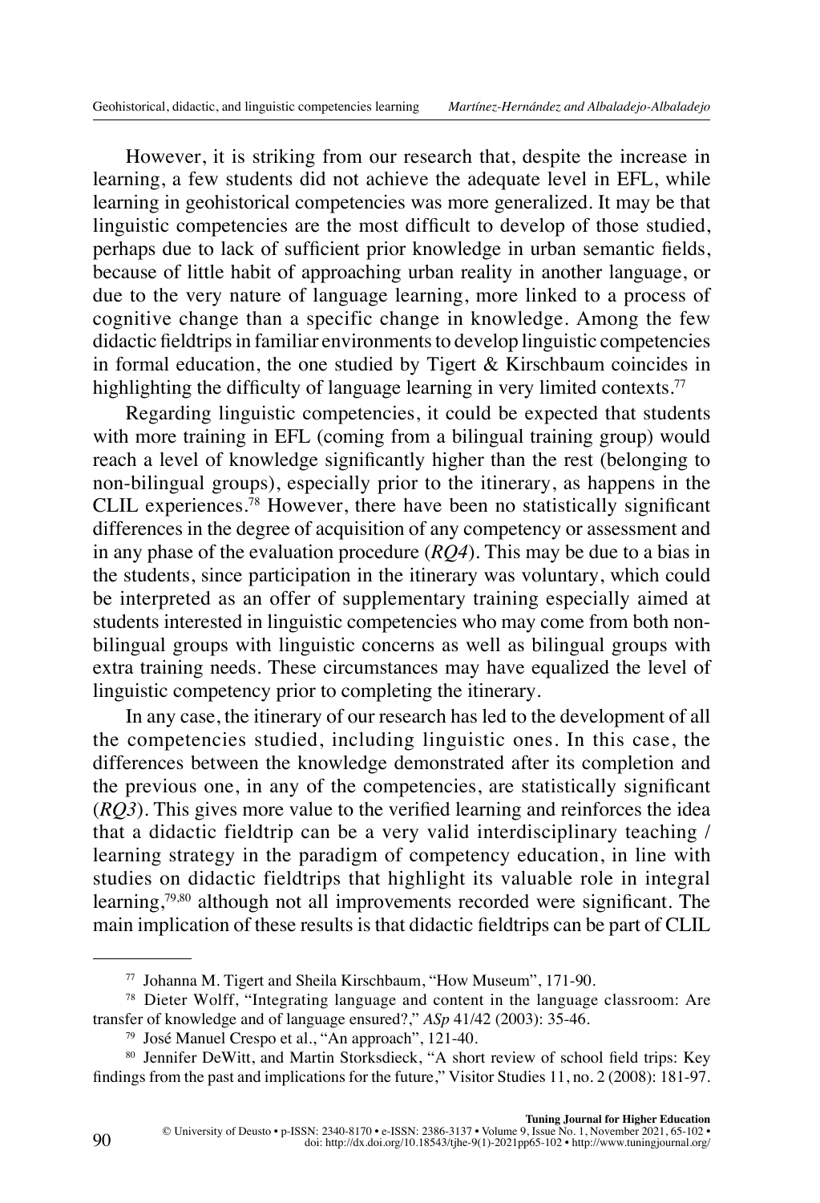However, it is striking from our research that, despite the increase in learning, a few students did not achieve the adequate level in EFL, while learning in geohistorical competencies was more generalized. It may be that linguistic competencies are the most difficult to develop of those studied, perhaps due to lack of sufficient prior knowledge in urban semantic fields, because of little habit of approaching urban reality in another language, or due to the very nature of language learning, more linked to a process of cognitive change than a specific change in knowledge. Among the few didactic fieldtrips in familiar environments to develop linguistic competencies in formal education, the one studied by Tigert & Kirschbaum coincides in highlighting the difficulty of language learning in very limited contexts.[77]

Regarding linguistic competencies, it could be expected that students with more training in EFL (coming from a bilingual training group) would reach a level of knowledge significantly higher than the rest (belonging to non-bilingual groups), especially prior to the itinerary, as happens in the CLIL experiences.[78] However, there have been no statistically significant differences in the degree of acquisition of any competency or assessment and in any phase of the evaluation procedure (*RQ4*). This may be due to a bias in the students, since participation in the itinerary was voluntary, which could be interpreted as an offer of supplementary training especially aimed at students interested in linguistic competencies who may come from both non-bilingual groups with linguistic concerns as well as bilingual groups with extra training needs. These circumstances may have equalized the level of linguistic competency prior to completing the itinerary.

In any case, the itinerary of our research has led to the development of all the competencies studied, including linguistic ones. In this case, the differences between the knowledge demonstrated after its completion and the previous one, in any of the competencies, are statistically significant (*RQ3*). This gives more value to the verified learning and reinforces the idea that a didactic fieldtrip can be a very valid interdisciplinary teaching / learning strategy in the paradigm of competency education, in line with studies on didactic fieldtrips that highlight its valuable role in integral learning,[79,80] although not all improvements recorded were significant. The main implication of these results is that didactic fieldtrips can be part of CLIL

---

[77] Johanna M. Tigert and Sheila Kirschbaum, "How Museum", 171-90.

[78] Dieter Wolff, "Integrating language and content in the language classroom: Are transfer of knowledge and of language ensured?," *ASp* 41/42 (2003): 35-46.

[79] José Manuel Crespo et al., "An approach", 121-40.

[80] Jennifer DeWitt, and Martin Storksdieck, "A short review of school field trips: Key findings from the past and implications for the future," Visitor Studies 11, no. 2 (2008): 181-97.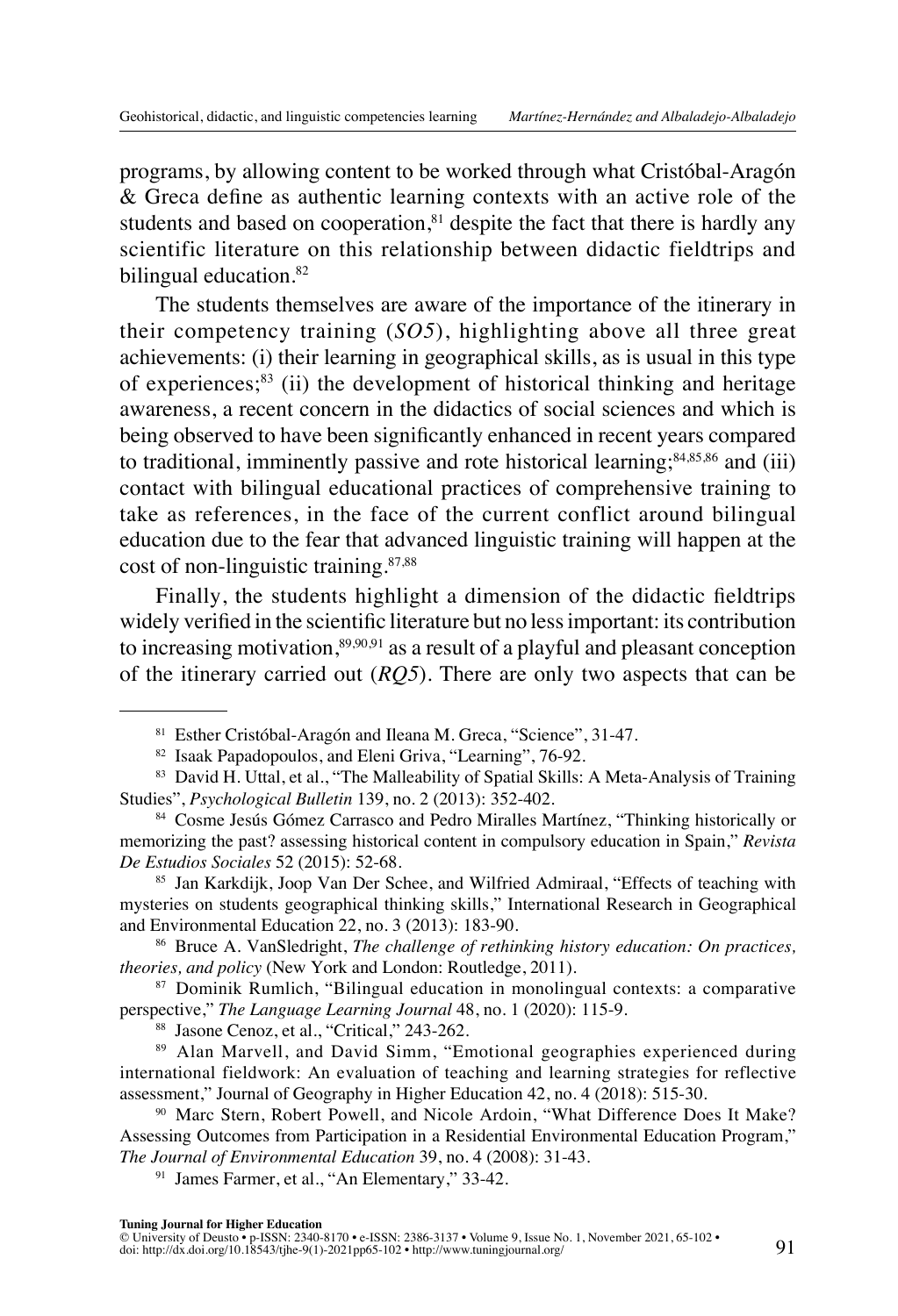programs, by allowing content to be worked through what Cristóbal-Aragón & Greca define as authentic learning contexts with an active role of the students and based on cooperation,[81] despite the fact that there is hardly any scientific literature on this relationship between didactic fieldtrips and bilingual education.[82]

The students themselves are aware of the importance of the itinerary in their competency training (*SO5*), highlighting above all three great achievements: (i) their learning in geographical skills, as is usual in this type of experiences;[83] (ii) the development of historical thinking and heritage awareness, a recent concern in the didactics of social sciences and which is being observed to have been significantly enhanced in recent years compared to traditional, imminently passive and rote historical learning;[84,85,86] and (iii) contact with bilingual educational practices of comprehensive training to take as references, in the face of the current conflict around bilingual education due to the fear that advanced linguistic training will happen at the cost of non-linguistic training.[87,88]

Finally, the students highlight a dimension of the didactic fieldtrips widely verified in the scientific literature but no less important: its contribution to increasing motivation,[89,90,91] as a result of a playful and pleasant conception of the itinerary carried out (*RQ5*). There are only two aspects that can be

---

[81] Esther Cristóbal-Aragón and Ileana M. Greca, "Science", 31-47.

[82] Isaak Papadopoulos, and Eleni Griva, "Learning", 76-92.

[83] David H. Uttal, et al., "The Malleability of Spatial Skills: A Meta-Analysis of Training Studies", *Psychological Bulletin* 139, no. 2 (2013): 352-402.

[84] Cosme Jesús Gómez Carrasco and Pedro Miralles Martínez, "Thinking historically or memorizing the past? assessing historical content in compulsory education in Spain," *Revista De Estudios Sociales* 52 (2015): 52-68.

[85] Jan Karkdijk, Joop Van Der Schee, and Wilfried Admiraal, "Effects of teaching with mysteries on students geographical thinking skills," International Research in Geographical and Environmental Education 22, no. 3 (2013): 183-90.

[86] Bruce A. VanSledright, *The challenge of rethinking history education: On practices, theories, and policy* (New York and London: Routledge, 2011).

[87] Dominik Rumlich, "Bilingual education in monolingual contexts: a comparative perspective," *The Language Learning Journal* 48, no. 1 (2020): 115-9.

[88] Jasone Cenoz, et al., "Critical," 243-262.

[89] Alan Marvell, and David Simm, "Emotional geographies experienced during international fieldwork: An evaluation of teaching and learning strategies for reflective assessment," Journal of Geography in Higher Education 42, no. 4 (2018): 515-30.

[90] Marc Stern, Robert Powell, and Nicole Ardoin, "What Difference Does It Make? Assessing Outcomes from Participation in a Residential Environmental Education Program," *The Journal of Environmental Education* 39, no. 4 (2008): 31-43.

[91] James Farmer, et al., "An Elementary," 33-42.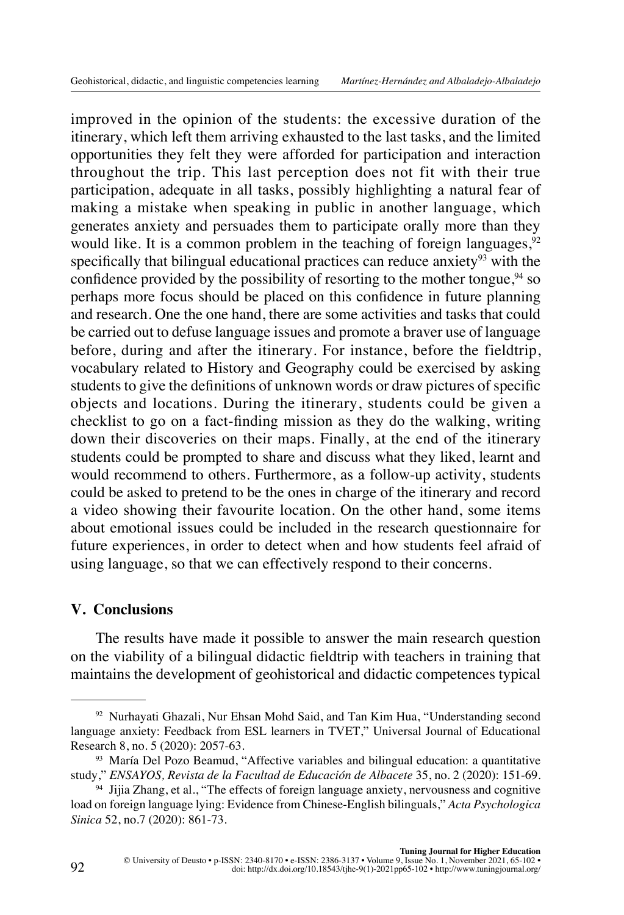improved in the opinion of the students: the excessive duration of the itinerary, which left them arriving exhausted to the last tasks, and the limited opportunities they felt they were afforded for participation and interaction throughout the trip. This last perception does not fit with their true participation, adequate in all tasks, possibly highlighting a natural fear of making a mistake when speaking in public in another language, which generates anxiety and persuades them to participate orally more than they would like. It is a common problem in the teaching of foreign languages,[92] specifically that bilingual educational practices can reduce anxiety[93] with the confidence provided by the possibility of resorting to the mother tongue,[94] so perhaps more focus should be placed on this confidence in future planning and research. One the one hand, there are some activities and tasks that could be carried out to defuse language issues and promote a braver use of language before, during and after the itinerary. For instance, before the fieldtrip, vocabulary related to History and Geography could be exercised by asking students to give the definitions of unknown words or draw pictures of specific objects and locations. During the itinerary, students could be given a checklist to go on a fact-finding mission as they do the walking, writing down their discoveries on their maps. Finally, at the end of the itinerary students could be prompted to share and discuss what they liked, learnt and would recommend to others. Furthermore, as a follow-up activity, students could be asked to pretend to be the ones in charge of the itinerary and record a video showing their favourite location. On the other hand, some items about emotional issues could be included in the research questionnaire for future experiences, in order to detect when and how students feel afraid of using language, so that we can effectively respond to their concerns.

## V. Conclusions

The results have made it possible to answer the main research question on the viability of a bilingual didactic fieldtrip with teachers in training that maintains the development of geohistorical and didactic competences typical

---

[92] Nurhayati Ghazali, Nur Ehsan Mohd Said, and Tan Kim Hua, "Understanding second language anxiety: Feedback from ESL learners in TVET," Universal Journal of Educational Research 8, no. 5 (2020): 2057-63.

[93] María Del Pozo Beamud, "Affective variables and bilingual education: a quantitative study," *ENSAYOS, Revista de la Facultad de Educación de Albacete* 35, no. 2 (2020): 151-69.

[94] Jijia Zhang, et al., "The effects of foreign language anxiety, nervousness and cognitive load on foreign language lying: Evidence from Chinese-English bilinguals," *Acta Psychologica Sinica* 52, no.7 (2020): 861-73.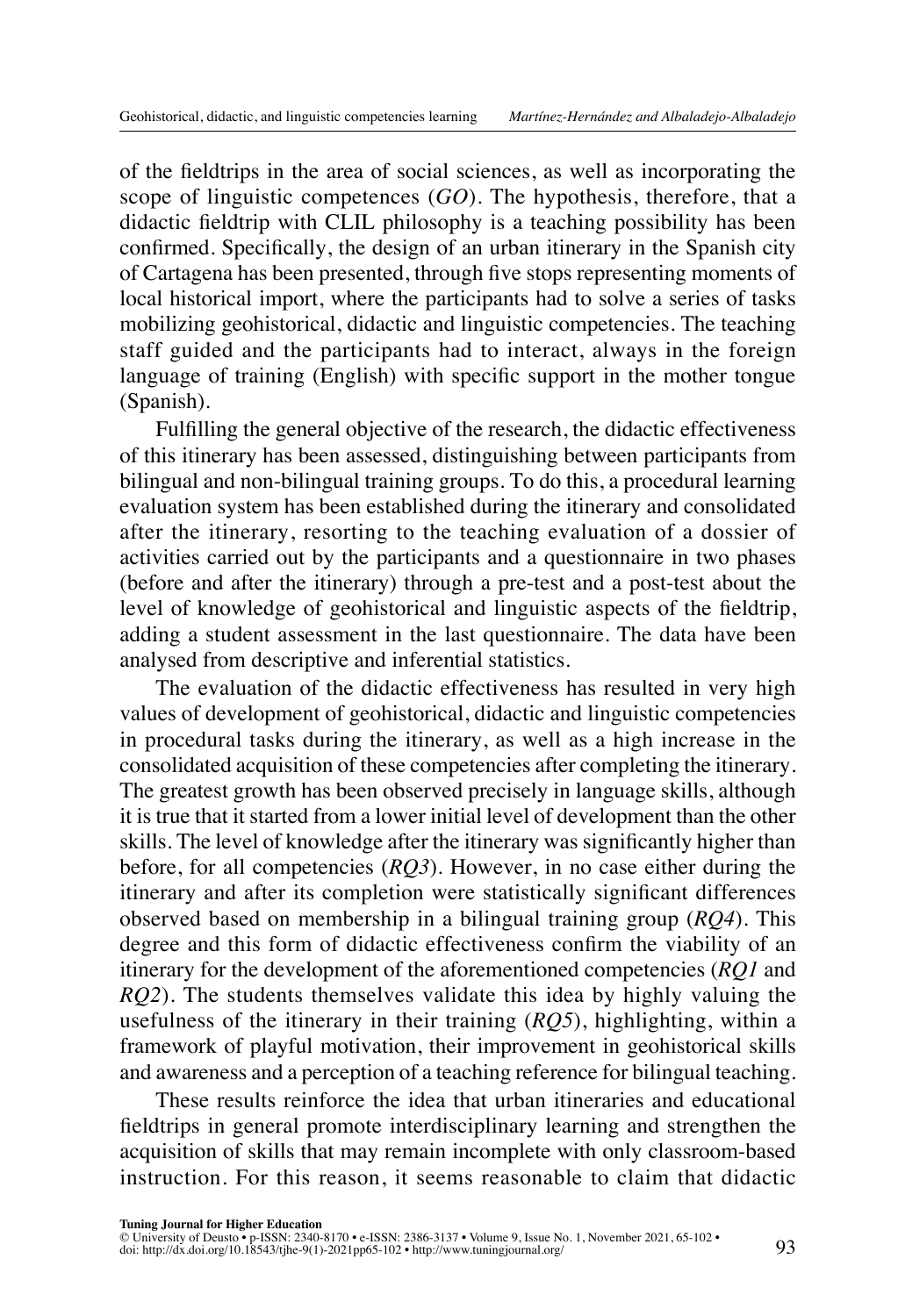of the fieldtrips in the area of social sciences, as well as incorporating the scope of linguistic competences (*GO*). The hypothesis, therefore, that a didactic fieldtrip with CLIL philosophy is a teaching possibility has been confirmed. Specifically, the design of an urban itinerary in the Spanish city of Cartagena has been presented, through five stops representing moments of local historical import, where the participants had to solve a series of tasks mobilizing geohistorical, didactic and linguistic competencies. The teaching staff guided and the participants had to interact, always in the foreign language of training (English) with specific support in the mother tongue (Spanish).

Fulfilling the general objective of the research, the didactic effectiveness of this itinerary has been assessed, distinguishing between participants from bilingual and non-bilingual training groups. To do this, a procedural learning evaluation system has been established during the itinerary and consolidated after the itinerary, resorting to the teaching evaluation of a dossier of activities carried out by the participants and a questionnaire in two phases (before and after the itinerary) through a pre-test and a post-test about the level of knowledge of geohistorical and linguistic aspects of the fieldtrip, adding a student assessment in the last questionnaire. The data have been analysed from descriptive and inferential statistics.

The evaluation of the didactic effectiveness has resulted in very high values of development of geohistorical, didactic and linguistic competencies in procedural tasks during the itinerary, as well as a high increase in the consolidated acquisition of these competencies after completing the itinerary. The greatest growth has been observed precisely in language skills, although it is true that it started from a lower initial level of development than the other skills. The level of knowledge after the itinerary was significantly higher than before, for all competencies (*RQ3*). However, in no case either during the itinerary and after its completion were statistically significant differences observed based on membership in a bilingual training group (*RQ4*). This degree and this form of didactic effectiveness confirm the viability of an itinerary for the development of the aforementioned competencies (*RQ1* and *RQ2*). The students themselves validate this idea by highly valuing the usefulness of the itinerary in their training (*RQ5*), highlighting, within a framework of playful motivation, their improvement in geohistorical skills and awareness and a perception of a teaching reference for bilingual teaching.

These results reinforce the idea that urban itineraries and educational fieldtrips in general promote interdisciplinary learning and strengthen the acquisition of skills that may remain incomplete with only classroom-based instruction. For this reason, it seems reasonable to claim that didactic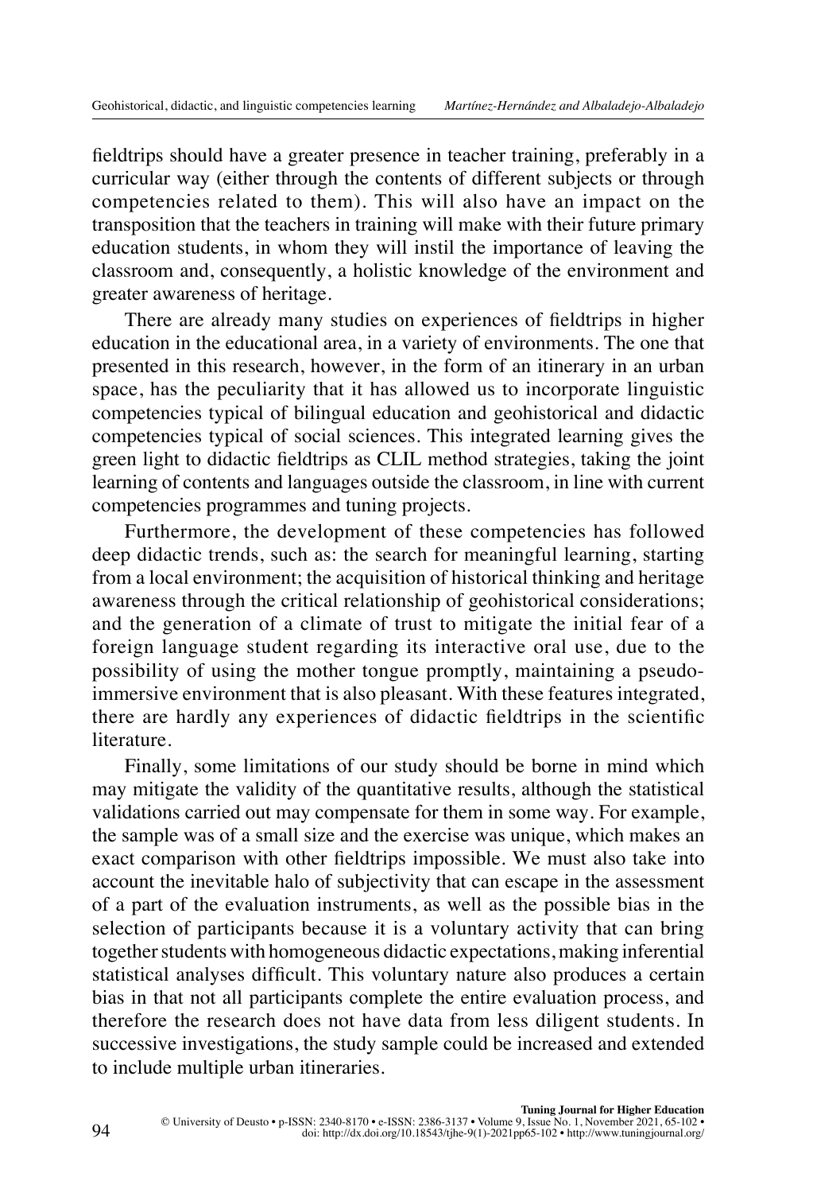fieldtrips should have a greater presence in teacher training, preferably in a curricular way (either through the contents of different subjects or through competencies related to them). This will also have an impact on the transposition that the teachers in training will make with their future primary education students, in whom they will instil the importance of leaving the classroom and, consequently, a holistic knowledge of the environment and greater awareness of heritage.

There are already many studies on experiences of fieldtrips in higher education in the educational area, in a variety of environments. The one that presented in this research, however, in the form of an itinerary in an urban space, has the peculiarity that it has allowed us to incorporate linguistic competencies typical of bilingual education and geohistorical and didactic competencies typical of social sciences. This integrated learning gives the green light to didactic fieldtrips as CLIL method strategies, taking the joint learning of contents and languages outside the classroom, in line with current competencies programmes and tuning projects.

Furthermore, the development of these competencies has followed deep didactic trends, such as: the search for meaningful learning, starting from a local environment; the acquisition of historical thinking and heritage awareness through the critical relationship of geohistorical considerations; and the generation of a climate of trust to mitigate the initial fear of a foreign language student regarding its interactive oral use, due to the possibility of using the mother tongue promptly, maintaining a pseudo-immersive environment that is also pleasant. With these features integrated, there are hardly any experiences of didactic fieldtrips in the scientific literature.

Finally, some limitations of our study should be borne in mind which may mitigate the validity of the quantitative results, although the statistical validations carried out may compensate for them in some way. For example, the sample was of a small size and the exercise was unique, which makes an exact comparison with other fieldtrips impossible. We must also take into account the inevitable halo of subjectivity that can escape in the assessment of a part of the evaluation instruments, as well as the possible bias in the selection of participants because it is a voluntary activity that can bring together students with homogeneous didactic expectations, making inferential statistical analyses difficult. This voluntary nature also produces a certain bias in that not all participants complete the entire evaluation process, and therefore the research does not have data from less diligent students. In successive investigations, the study sample could be increased and extended to include multiple urban itineraries.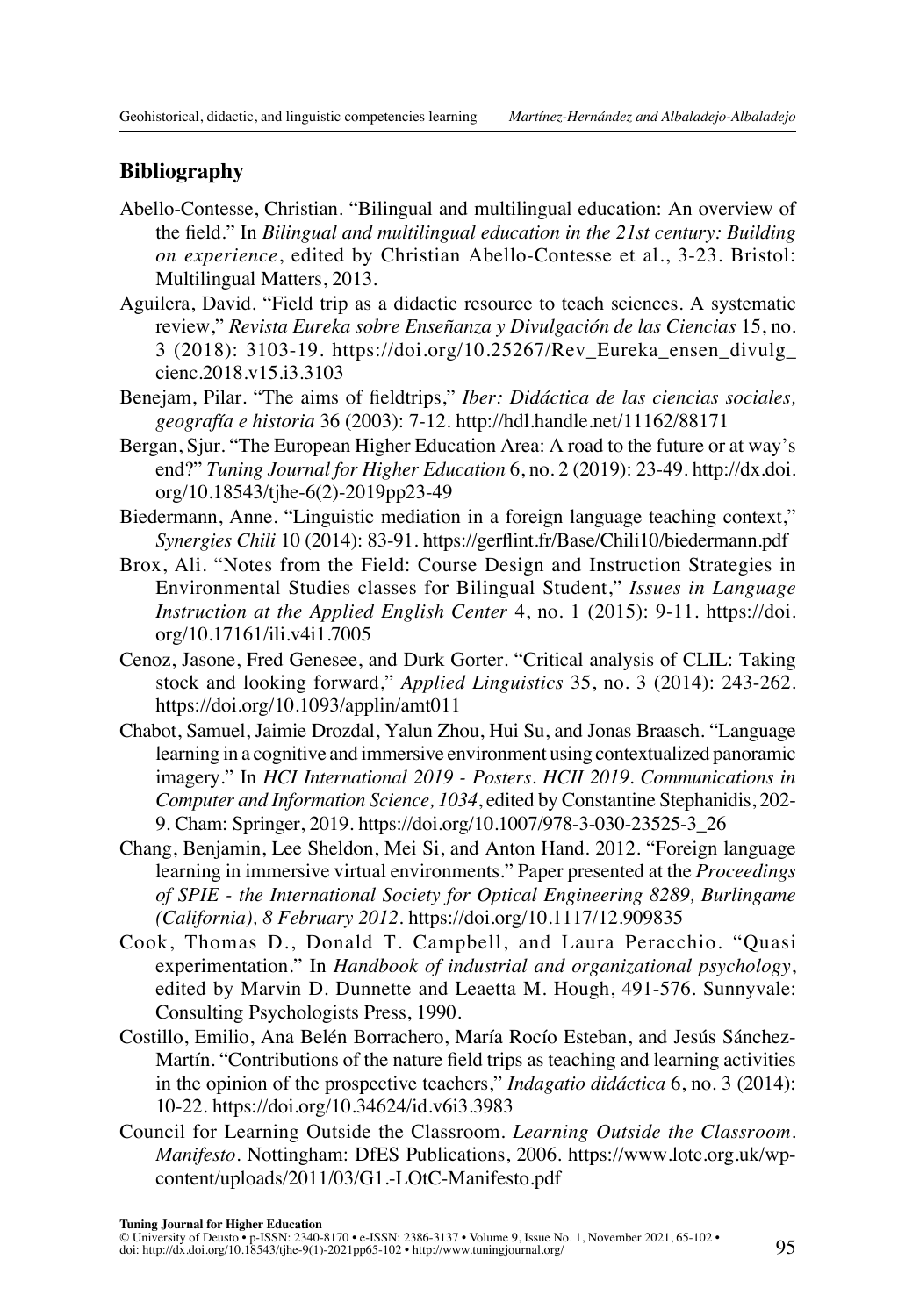## Bibliography

Abello-Contesse, Christian. "Bilingual and multilingual education: An overview of the field." In *Bilingual and multilingual education in the 21st century: Building on experience*, edited by Christian Abello-Contesse et al., 3-23. Bristol: Multilingual Matters, 2013.

Aguilera, David. "Field trip as a didactic resource to teach sciences. A systematic review," *Revista Eureka sobre Enseñanza y Divulgación de las Ciencias* 15, no. 3 (2018): 3103-19. https://doi.org/10.25267/Rev_Eureka_ensen_divulg_cienc.2018.v15.i3.3103

Benejam, Pilar. "The aims of fieldtrips," *Iber: Didáctica de las ciencias sociales, geografía e historia* 36 (2003): 7-12. http://hdl.handle.net/11162/88171

Bergan, Sjur. "The European Higher Education Area: A road to the future or at way's end?" *Tuning Journal for Higher Education* 6, no. 2 (2019): 23-49. http://dx.doi.org/10.18543/tjhe-6(2)-2019pp23-49

Biedermann, Anne. "Linguistic mediation in a foreign language teaching context," *Synergies Chili* 10 (2014): 83-91. https://gerflint.fr/Base/Chili10/biedermann.pdf

Brox, Ali. "Notes from the Field: Course Design and Instruction Strategies in Environmental Studies classes for Bilingual Student," *Issues in Language Instruction at the Applied English Center* 4, no. 1 (2015): 9-11. https://doi.org/10.17161/ili.v4i1.7005

Cenoz, Jasone, Fred Genesee, and Durk Gorter. "Critical analysis of CLIL: Taking stock and looking forward," *Applied Linguistics* 35, no. 3 (2014): 243-262. https://doi.org/10.1093/applin/amt011

Chabot, Samuel, Jaimie Drozdal, Yalun Zhou, Hui Su, and Jonas Braasch. "Language learning in a cognitive and immersive environment using contextualized panoramic imagery." In *HCI International 2019 - Posters. HCII 2019. Communications in Computer and Information Science, 1034*, edited by Constantine Stephanidis, 202-9. Cham: Springer, 2019. https://doi.org/10.1007/978-3-030-23525-3_26

Chang, Benjamin, Lee Sheldon, Mei Si, and Anton Hand. 2012. "Foreign language learning in immersive virtual environments." Paper presented at the *Proceedings of SPIE - the International Society for Optical Engineering 8289, Burlingame (California), 8 February 2012*. https://doi.org/10.1117/12.909835

Cook, Thomas D., Donald T. Campbell, and Laura Peracchio. "Quasi experimentation." In *Handbook of industrial and organizational psychology*, edited by Marvin D. Dunnette and Leaetta M. Hough, 491-576. Sunnyvale: Consulting Psychologists Press, 1990.

Costillo, Emilio, Ana Belén Borrachero, María Rocío Esteban, and Jesús Sánchez-Martín. "Contributions of the nature field trips as teaching and learning activities in the opinion of the prospective teachers," *Indagatio didáctica* 6, no. 3 (2014): 10-22. https://doi.org/10.34624/id.v6i3.3983

Council for Learning Outside the Classroom. *Learning Outside the Classroom. Manifesto*. Nottingham: DfES Publications, 2006. https://www.lotc.org.uk/wp-content/uploads/2011/03/G1.-LOtC-Manifesto.pdf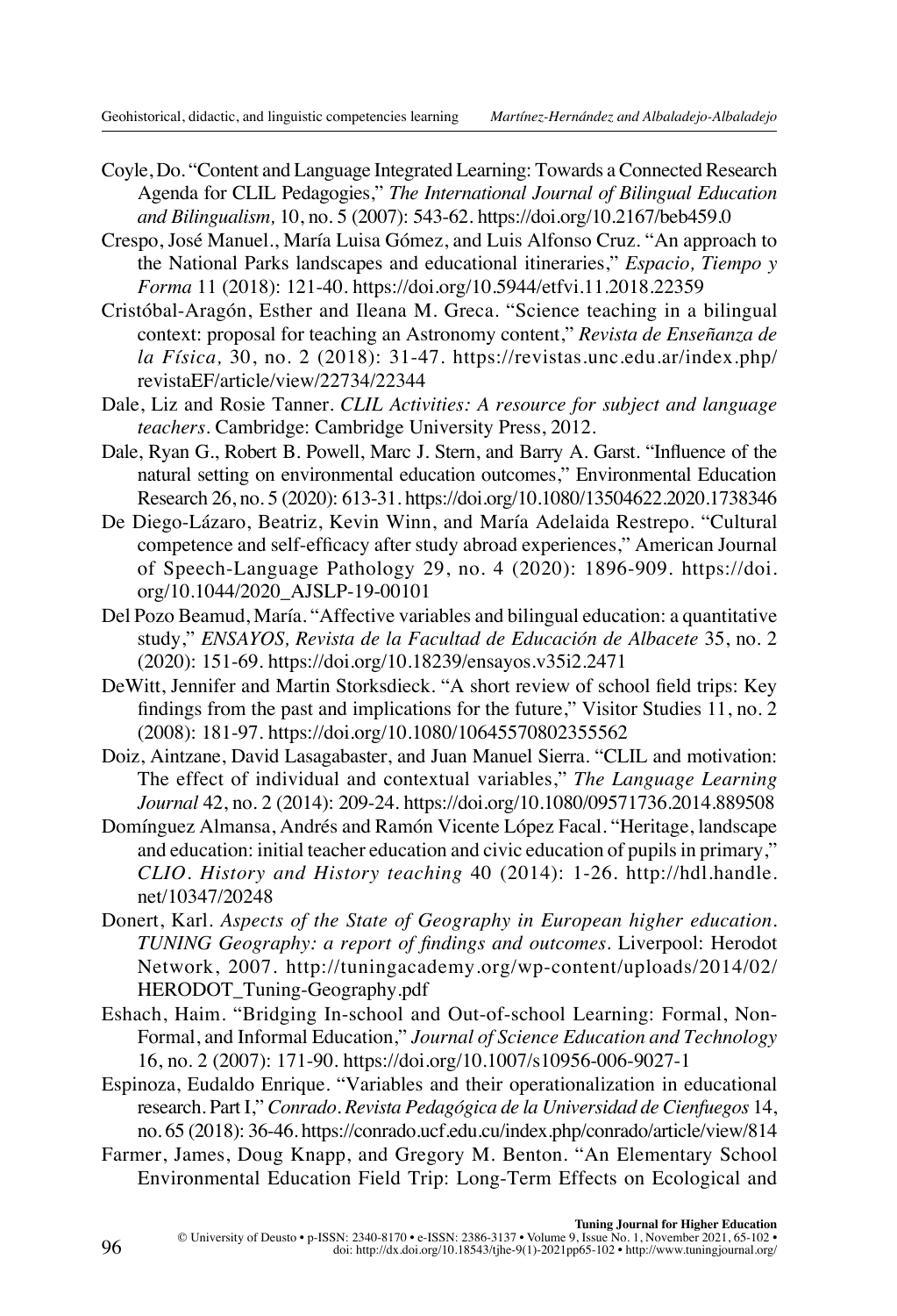Coyle, Do. "Content and Language Integrated Learning: Towards a Connected Research Agenda for CLIL Pedagogies," *The International Journal of Bilingual Education and Bilingualism,* 10, no. 5 (2007): 543-62. https://doi.org/10.2167/beb459.0

Crespo, José Manuel., María Luisa Gómez, and Luis Alfonso Cruz. "An approach to the National Parks landscapes and educational itineraries," *Espacio, Tiempo y Forma* 11 (2018): 121-40. https://doi.org/10.5944/etfvi.11.2018.22359

Cristóbal-Aragón, Esther and Ileana M. Greca. "Science teaching in a bilingual context: proposal for teaching an Astronomy content," *Revista de Enseñanza de la Física,* 30, no. 2 (2018): 31-47. https://revistas.unc.edu.ar/index.php/revistaEF/article/view/22734/22344

Dale, Liz and Rosie Tanner. *CLIL Activities: A resource for subject and language teachers*. Cambridge: Cambridge University Press, 2012.

Dale, Ryan G., Robert B. Powell, Marc J. Stern, and Barry A. Garst. "Influence of the natural setting on environmental education outcomes," Environmental Education Research 26, no. 5 (2020): 613-31. https://doi.org/10.1080/13504622.2020.1738346

De Diego-Lázaro, Beatriz, Kevin Winn, and María Adelaida Restrepo. "Cultural competence and self-efficacy after study abroad experiences," American Journal of Speech-Language Pathology 29, no. 4 (2020): 1896-909. https://doi.org/10.1044/2020_AJSLP-19-00101

Del Pozo Beamud, María. "Affective variables and bilingual education: a quantitative study," *ENSAYOS, Revista de la Facultad de Educación de Albacete* 35, no. 2 (2020): 151-69. https://doi.org/10.18239/ensayos.v35i2.2471

DeWitt, Jennifer and Martin Storksdieck. "A short review of school field trips: Key findings from the past and implications for the future," Visitor Studies 11, no. 2 (2008): 181-97. https://doi.org/10.1080/10645570802355562

Doiz, Aintzane, David Lasagabaster, and Juan Manuel Sierra. "CLIL and motivation: The effect of individual and contextual variables," *The Language Learning Journal* 42, no. 2 (2014): 209-24. https://doi.org/10.1080/09571736.2014.889508

Domínguez Almansa, Andrés and Ramón Vicente López Facal. "Heritage, landscape and education: initial teacher education and civic education of pupils in primary," *CLIO. History and History teaching* 40 (2014): 1-26. http://hdl.handle.net/10347/20248

Donert, Karl. *Aspects of the State of Geography in European higher education. TUNING Geography: a report of findings and outcomes*. Liverpool: Herodot Network, 2007. http://tuningacademy.org/wp-content/uploads/2014/02/HERODOT_Tuning-Geography.pdf

Eshach, Haim. "Bridging In-school and Out-of-school Learning: Formal, Non-Formal, and Informal Education," *Journal of Science Education and Technology* 16, no. 2 (2007): 171-90. https://doi.org/10.1007/s10956-006-9027-1

Espinoza, Eudaldo Enrique. "Variables and their operationalization in educational research. Part I," *Conrado. Revista Pedagógica de la Universidad de Cienfuegos* 14, no. 65 (2018): 36-46. https://conrado.ucf.edu.cu/index.php/conrado/article/view/814

Farmer, James, Doug Knapp, and Gregory M. Benton. "An Elementary School Environmental Education Field Trip: Long-Term Effects on Ecological and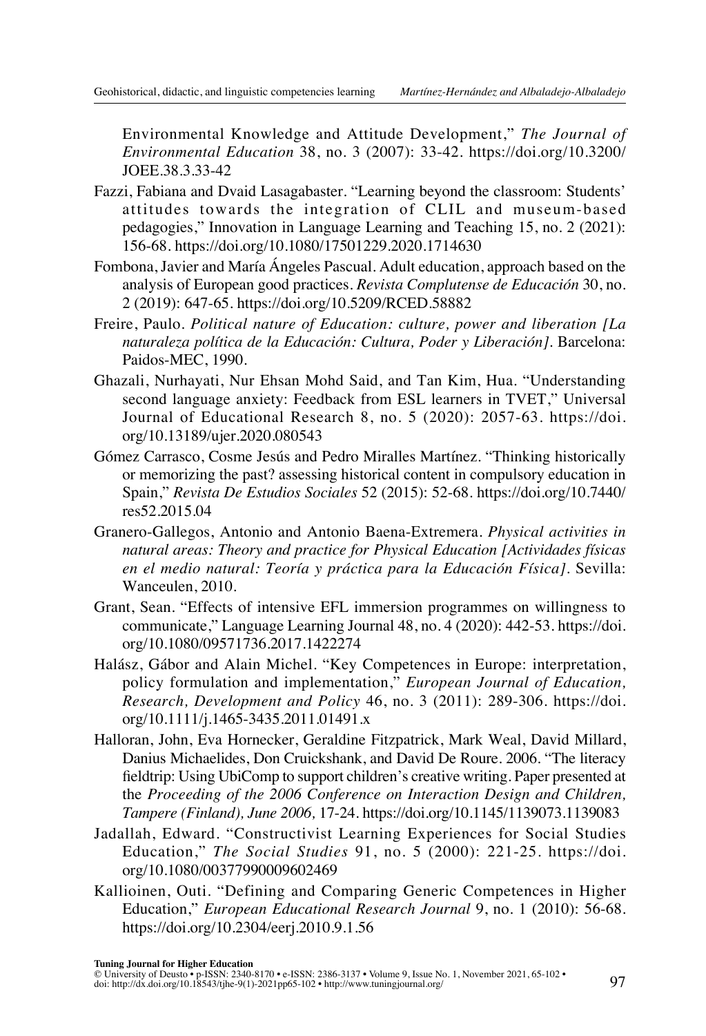Environmental Knowledge and Attitude Development," *The Journal of Environmental Education* 38, no. 3 (2007): 33-42. https://doi.org/10.3200/JOEE.38.3.33-42

Fazzi, Fabiana and Dvaid Lasagabaster. "Learning beyond the classroom: Students' attitudes towards the integration of CLIL and museum-based pedagogies," Innovation in Language Learning and Teaching 15, no. 2 (2021): 156-68. https://doi.org/10.1080/17501229.2020.1714630

Fombona, Javier and María Ángeles Pascual. Adult education, approach based on the analysis of European good practices. *Revista Complutense de Educación* 30, no. 2 (2019): 647-65. https://doi.org/10.5209/RCED.58882

Freire, Paulo. *Political nature of Education: culture, power and liberation [La naturaleza política de la Educación: Cultura, Poder y Liberación].* Barcelona: Paidos-MEC, 1990.

Ghazali, Nurhayati, Nur Ehsan Mohd Said, and Tan Kim, Hua. "Understanding second language anxiety: Feedback from ESL learners in TVET," Universal Journal of Educational Research 8, no. 5 (2020): 2057-63. https://doi.org/10.13189/ujer.2020.080543

Gómez Carrasco, Cosme Jesús and Pedro Miralles Martínez. "Thinking historically or memorizing the past? assessing historical content in compulsory education in Spain," *Revista De Estudios Sociales* 52 (2015): 52-68. https://doi.org/10.7440/res52.2015.04

Granero-Gallegos, Antonio and Antonio Baena-Extremera. *Physical activities in natural areas: Theory and practice for Physical Education [Actividades físicas en el medio natural: Teoría y práctica para la Educación Física].* Sevilla: Wanceulen, 2010.

Grant, Sean. "Effects of intensive EFL immersion programmes on willingness to communicate," Language Learning Journal 48, no. 4 (2020): 442-53. https://doi.org/10.1080/09571736.2017.1422274

Halász, Gábor and Alain Michel. "Key Competences in Europe: interpretation, policy formulation and implementation," *European Journal of Education, Research, Development and Policy* 46, no. 3 (2011): 289-306. https://doi.org/10.1111/j.1465-3435.2011.01491.x

Halloran, John, Eva Hornecker, Geraldine Fitzpatrick, Mark Weal, David Millard, Danius Michaelides, Don Cruickshank, and David De Roure. 2006. "The literacy fieldtrip: Using UbiComp to support children's creative writing. Paper presented at the *Proceeding of the 2006 Conference on Interaction Design and Children, Tampere (Finland), June 2006,* 17-24. https://doi.org/10.1145/1139073.1139083

Jadallah, Edward. "Constructivist Learning Experiences for Social Studies Education," *The Social Studies* 91, no. 5 (2000): 221-25. https://doi.org/10.1080/00377990009602469

Kallioinen, Outi. "Defining and Comparing Generic Competences in Higher Education," *European Educational Research Journal* 9, no. 1 (2010): 56-68. https://doi.org/10.2304/eerj.2010.9.1.56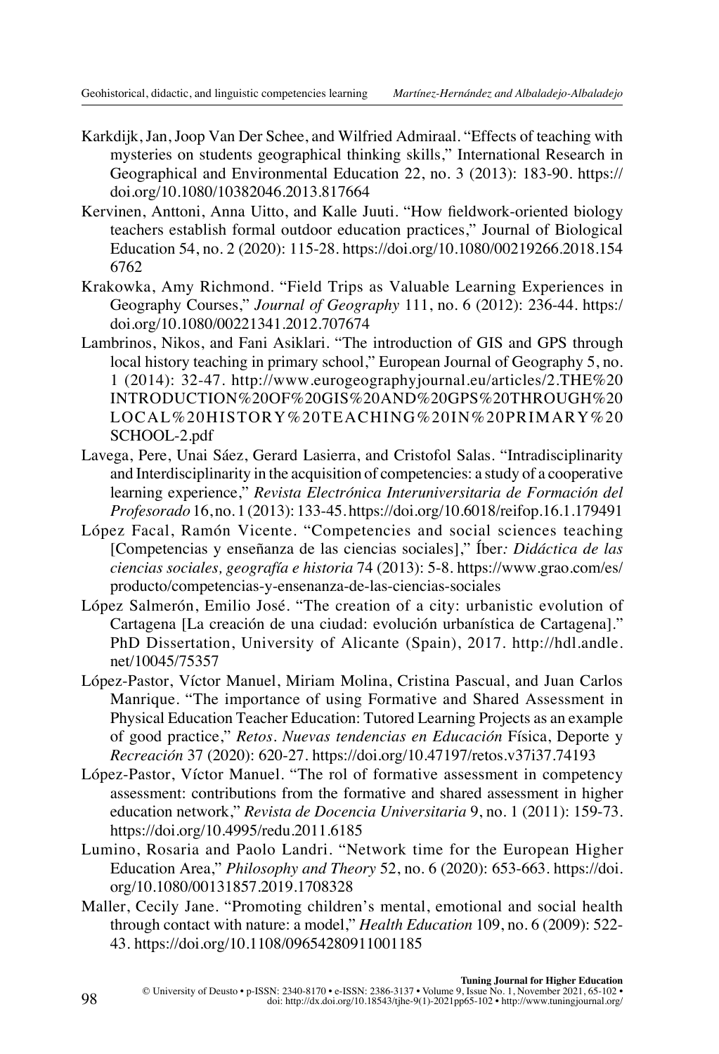Karkdijk, Jan, Joop Van Der Schee, and Wilfried Admiraal. "Effects of teaching with mysteries on students geographical thinking skills," International Research in Geographical and Environmental Education 22, no. 3 (2013): 183-90. https://doi.org/10.1080/10382046.2013.817664

Kervinen, Anttoni, Anna Uitto, and Kalle Juuti. "How fieldwork-oriented biology teachers establish formal outdoor education practices," Journal of Biological Education 54, no. 2 (2020): 115-28. https://doi.org/10.1080/00219266.2018.1546762

Krakowka, Amy Richmond. "Field Trips as Valuable Learning Experiences in Geography Courses," *Journal of Geography* 111, no. 6 (2012): 236-44. https:/doi.org/10.1080/00221341.2012.707674

Lambrinos, Nikos, and Fani Asiklari. "The introduction of GIS and GPS through local history teaching in primary school," European Journal of Geography 5, no. 1 (2014): 32-47. http://www.eurogeographyjournal.eu/articles/2.THE%20INTRODUCTION%20OF%20GIS%20AND%20GPS%20THROUGH%20LOCAL%20HISTORY%20TEACHING%20IN%20PRIMARY%20SCHOOL-2.pdf

Lavega, Pere, Unai Sáez, Gerard Lasierra, and Cristofol Salas. "Intradisciplinarity and Interdisciplinarity in the acquisition of competencies: a study of a cooperative learning experience," *Revista Electrónica Interuniversitaria de Formación del Profesorado* 16, no. 1 (2013): 133-45. https://doi.org/10.6018/reifop.16.1.179491

López Facal, Ramón Vicente. "Competencies and social sciences teaching [Competencias y enseñanza de las ciencias sociales]," Íber*: Didáctica de las ciencias sociales, geografía e historia* 74 (2013): 5-8. https://www.grao.com/es/producto/competencias-y-ensenanza-de-las-ciencias-sociales

López Salmerón, Emilio José. "The creation of a city: urbanistic evolution of Cartagena [La creación de una ciudad: evolución urbanística de Cartagena]." PhD Dissertation, University of Alicante (Spain), 2017. http://hdl.andle.net/10045/75357

López-Pastor, Víctor Manuel, Miriam Molina, Cristina Pascual, and Juan Carlos Manrique. "The importance of using Formative and Shared Assessment in Physical Education Teacher Education: Tutored Learning Projects as an example of good practice," *Retos. Nuevas tendencias en Educación* Física, Deporte y *Recreación* 37 (2020): 620-27. https://doi.org/10.47197/retos.v37i37.74193

López-Pastor, Víctor Manuel. "The rol of formative assessment in competency assessment: contributions from the formative and shared assessment in higher education network," *Revista de Docencia Universitaria* 9, no. 1 (2011): 159-73. https://doi.org/10.4995/redu.2011.6185

Lumino, Rosaria and Paolo Landri. "Network time for the European Higher Education Area," *Philosophy and Theory* 52, no. 6 (2020): 653-663. https://doi.org/10.1080/00131857.2019.1708328

Maller, Cecily Jane. "Promoting children's mental, emotional and social health through contact with nature: a model," *Health Education* 109, no. 6 (2009): 522-43. https://doi.org/10.1108/09654280911001185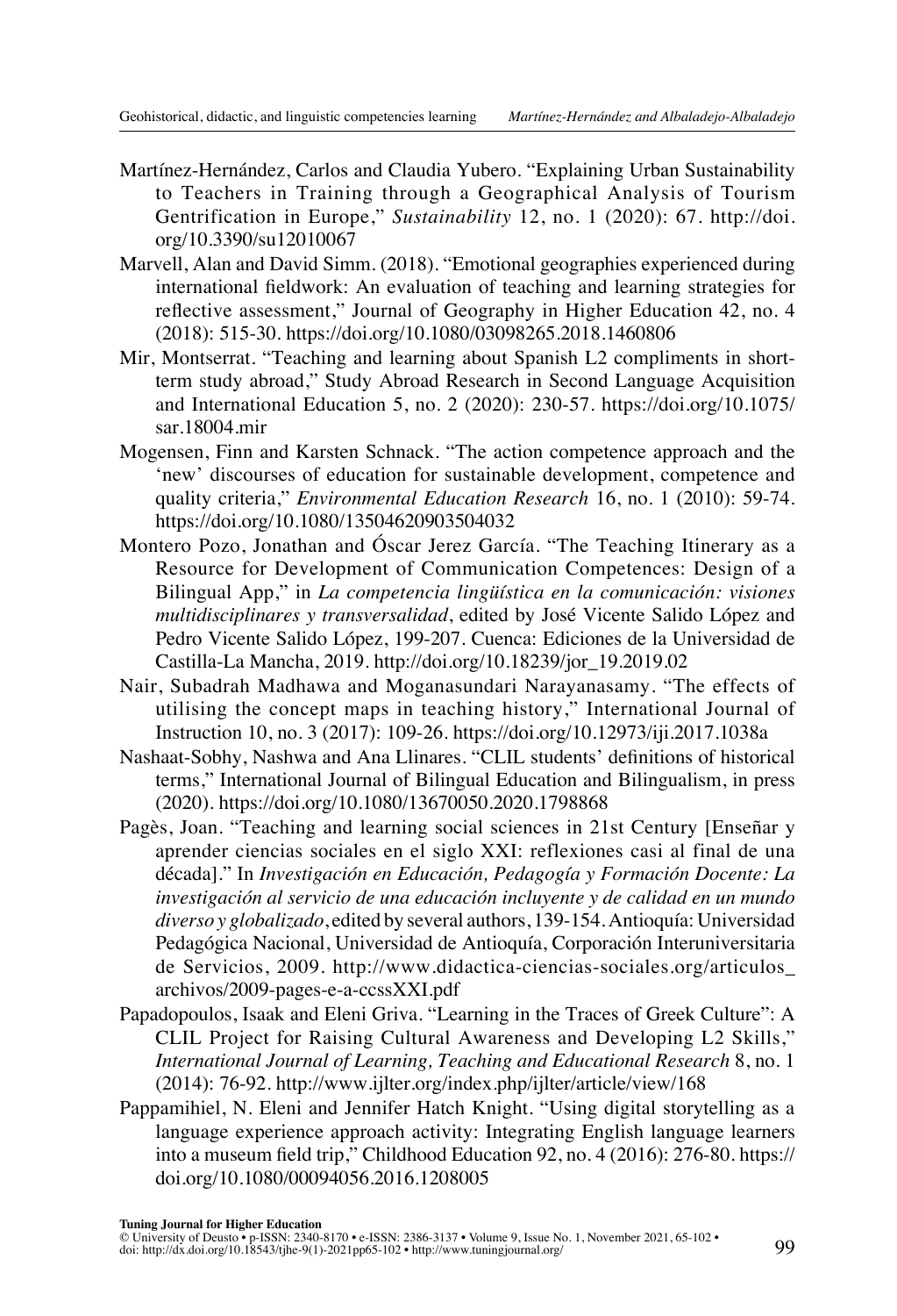Martínez-Hernández, Carlos and Claudia Yubero. "Explaining Urban Sustainability to Teachers in Training through a Geographical Analysis of Tourism Gentrification in Europe," *Sustainability* 12, no. 1 (2020): 67. http://doi.org/10.3390/su12010067

Marvell, Alan and David Simm. (2018). "Emotional geographies experienced during international fieldwork: An evaluation of teaching and learning strategies for reflective assessment," Journal of Geography in Higher Education 42, no. 4 (2018): 515-30. https://doi.org/10.1080/03098265.2018.1460806

Mir, Montserrat. "Teaching and learning about Spanish L2 compliments in short-term study abroad," Study Abroad Research in Second Language Acquisition and International Education 5, no. 2 (2020): 230-57. https://doi.org/10.1075/sar.18004.mir

Mogensen, Finn and Karsten Schnack. "The action competence approach and the 'new' discourses of education for sustainable development, competence and quality criteria," *Environmental Education Research* 16, no. 1 (2010): 59-74. https://doi.org/10.1080/13504620903504032

Montero Pozo, Jonathan and Óscar Jerez García. "The Teaching Itinerary as a Resource for Development of Communication Competences: Design of a Bilingual App," in *La competencia lingüística en la comunicación: visiones multidisciplinares y transversalidad*, edited by José Vicente Salido López and Pedro Vicente Salido López, 199-207. Cuenca: Ediciones de la Universidad de Castilla-La Mancha, 2019. http://doi.org/10.18239/jor_19.2019.02

Nair, Subadrah Madhawa and Moganasundari Narayanasamy. "The effects of utilising the concept maps in teaching history," International Journal of Instruction 10, no. 3 (2017): 109-26. https://doi.org/10.12973/iji.2017.1038a

Nashaat-Sobhy, Nashwa and Ana Llinares. "CLIL students' definitions of historical terms," International Journal of Bilingual Education and Bilingualism, in press (2020). https://doi.org/10.1080/13670050.2020.1798868

Pagès, Joan. "Teaching and learning social sciences in 21st Century [Enseñar y aprender ciencias sociales en el siglo XXI: reflexiones casi al final de una década]." In *Investigación en Educación, Pedagogía y Formación Docente: La investigación al servicio de una educación incluyente y de calidad en un mundo diverso y globalizado*, edited by several authors, 139-154. Antioquía: Universidad Pedagógica Nacional, Universidad de Antioquía, Corporación Interuniversitaria de Servicios, 2009. http://www.didactica-ciencias-sociales.org/articulos_archivos/2009-pages-e-a-ccssXXI.pdf

Papadopoulos, Isaak and Eleni Griva. "Learning in the Traces of Greek Culture": A CLIL Project for Raising Cultural Awareness and Developing L2 Skills," *International Journal of Learning, Teaching and Educational Research* 8, no. 1 (2014): 76-92. http://www.ijlter.org/index.php/ijlter/article/view/168

Pappamihiel, N. Eleni and Jennifer Hatch Knight. "Using digital storytelling as a language experience approach activity: Integrating English language learners into a museum field trip," Childhood Education 92, no. 4 (2016): 276-80. https://doi.org/10.1080/00094056.2016.1208005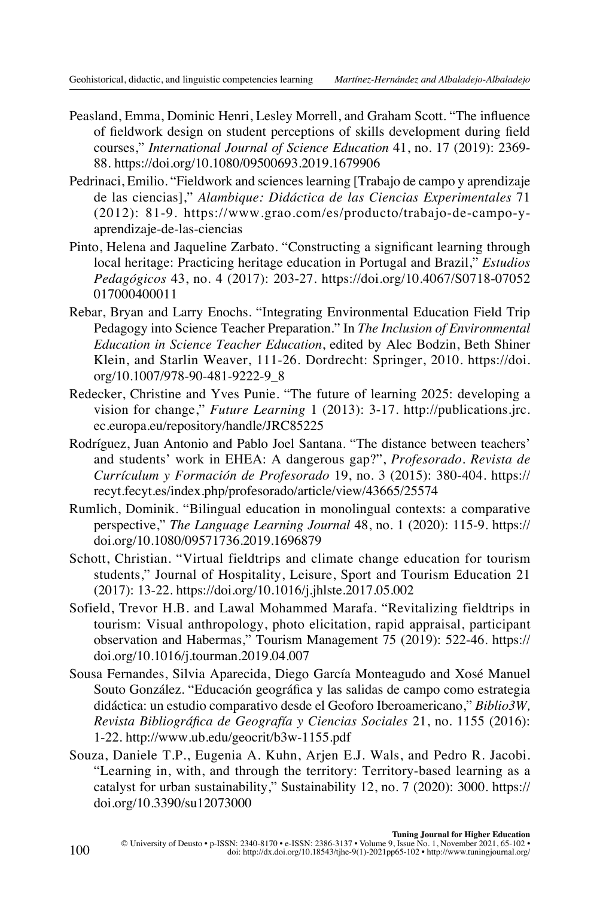Peasland, Emma, Dominic Henri, Lesley Morrell, and Graham Scott. "The influence of fieldwork design on student perceptions of skills development during field courses," *International Journal of Science Education* 41, no. 17 (2019): 2369-88. https://doi.org/10.1080/09500693.2019.1679906

Pedrinaci, Emilio. "Fieldwork and sciences learning [Trabajo de campo y aprendizaje de las ciencias]," *Alambique: Didáctica de las Ciencias Experimentales* 71 (2012): 81-9. https://www.grao.com/es/producto/trabajo-de-campo-y-aprendizaje-de-las-ciencias

Pinto, Helena and Jaqueline Zarbato. "Constructing a significant learning through local heritage: Practicing heritage education in Portugal and Brazil," *Estudios Pedagógicos* 43, no. 4 (2017): 203-27. https://doi.org/10.4067/S0718-07052017000400011

Rebar, Bryan and Larry Enochs. "Integrating Environmental Education Field Trip Pedagogy into Science Teacher Preparation." In *The Inclusion of Environmental Education in Science Teacher Education*, edited by Alec Bodzin, Beth Shiner Klein, and Starlin Weaver, 111-26. Dordrecht: Springer, 2010. https://doi.org/10.1007/978-90-481-9222-9_8

Redecker, Christine and Yves Punie. "The future of learning 2025: developing a vision for change," *Future Learning* 1 (2013): 3-17. http://publications.jrc.ec.europa.eu/repository/handle/JRC85225

Rodríguez, Juan Antonio and Pablo Joel Santana. "The distance between teachers' and students' work in EHEA: A dangerous gap?", *Profesorado. Revista de Currículum y Formación de Profesorado* 19, no. 3 (2015): 380-404. https://recyt.fecyt.es/index.php/profesorado/article/view/43665/25574

Rumlich, Dominik. "Bilingual education in monolingual contexts: a comparative perspective," *The Language Learning Journal* 48, no. 1 (2020): 115-9. https://doi.org/10.1080/09571736.2019.1696879

Schott, Christian. "Virtual fieldtrips and climate change education for tourism students," Journal of Hospitality, Leisure, Sport and Tourism Education 21 (2017): 13-22. https://doi.org/10.1016/j.jhlste.2017.05.002

Sofield, Trevor H.B. and Lawal Mohammed Marafa. "Revitalizing fieldtrips in tourism: Visual anthropology, photo elicitation, rapid appraisal, participant observation and Habermas," Tourism Management 75 (2019): 522-46. https://doi.org/10.1016/j.tourman.2019.04.007

Sousa Fernandes, Silvia Aparecida, Diego García Monteagudo and Xosé Manuel Souto González. "Educación geográfica y las salidas de campo como estrategia didáctica: un estudio comparativo desde el Geoforo Iberoamericano," *Biblio3W, Revista Bibliográfica de Geografía y Ciencias Sociales* 21, no. 1155 (2016): 1-22. http://www.ub.edu/geocrit/b3w-1155.pdf

Souza, Daniele T.P., Eugenia A. Kuhn, Arjen E.J. Wals, and Pedro R. Jacobi. "Learning in, with, and through the territory: Territory-based learning as a catalyst for urban sustainability," Sustainability 12, no. 7 (2020): 3000. https://doi.org/10.3390/su12073000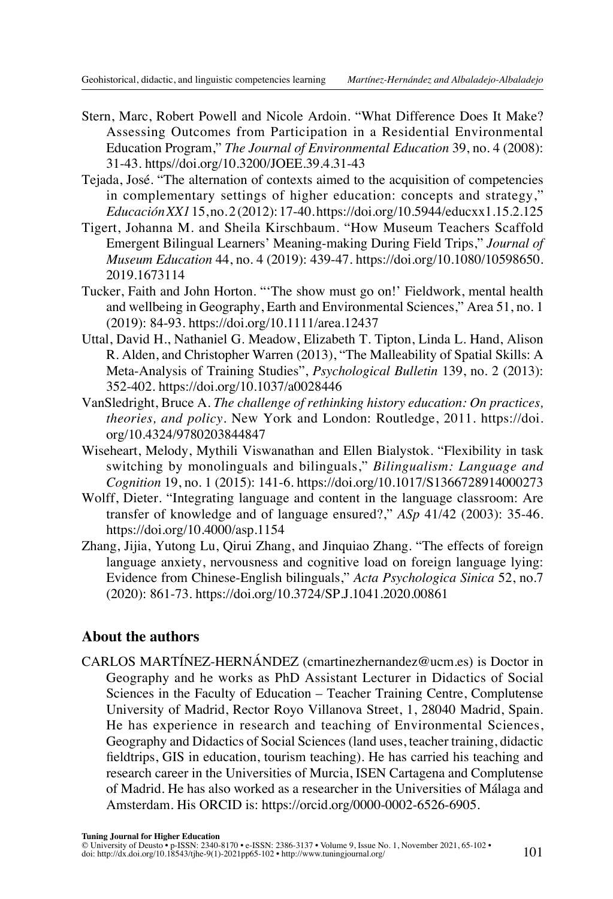Stern, Marc, Robert Powell and Nicole Ardoin. "What Difference Does It Make? Assessing Outcomes from Participation in a Residential Environmental Education Program," *The Journal of Environmental Education* 39, no. 4 (2008): 31-43. https//doi.org/10.3200/JOEE.39.4.31-43

Tejada, José. "The alternation of contexts aimed to the acquisition of competencies in complementary settings of higher education: concepts and strategy," *EducaciónXX1* 15, no. 2 (2012): 17-40. https://doi.org/10.5944/educxx1.15.2.125

Tigert, Johanna M. and Sheila Kirschbaum. "How Museum Teachers Scaffold Emergent Bilingual Learners' Meaning-making During Field Trips," *Journal of Museum Education* 44, no. 4 (2019): 439-47. https://doi.org/10.1080/10598650.2019.1673114

Tucker, Faith and John Horton. "'The show must go on!' Fieldwork, mental health and wellbeing in Geography, Earth and Environmental Sciences," Area 51, no. 1 (2019): 84-93. https://doi.org/10.1111/area.12437

Uttal, David H., Nathaniel G. Meadow, Elizabeth T. Tipton, Linda L. Hand, Alison R. Alden, and Christopher Warren (2013), "The Malleability of Spatial Skills: A Meta-Analysis of Training Studies", *Psychological Bulletin* 139, no. 2 (2013): 352-402. https://doi.org/10.1037/a0028446

VanSledright, Bruce A. *The challenge of rethinking history education: On practices, theories, and policy*. New York and London: Routledge, 2011. https://doi.org/10.4324/9780203844847

Wiseheart, Melody, Mythili Viswanathan and Ellen Bialystok. "Flexibility in task switching by monolinguals and bilinguals," *Bilingualism: Language and Cognition* 19, no. 1 (2015): 141-6. https://doi.org/10.1017/S1366728914000273

Wolff, Dieter. "Integrating language and content in the language classroom: Are transfer of knowledge and of language ensured?," *ASp* 41/42 (2003): 35-46. https://doi.org/10.4000/asp.1154

Zhang, Jijia, Yutong Lu, Qirui Zhang, and Jinquiao Zhang. "The effects of foreign language anxiety, nervousness and cognitive load on foreign language lying: Evidence from Chinese-English bilinguals," *Acta Psychologica Sinica* 52, no.7 (2020): 861-73. https://doi.org/10.3724/SP.J.1041.2020.00861

## About the authors

CARLOS MARTÍNEZ-HERNÁNDEZ (cmartinezhernandez@ucm.es) is Doctor in Geography and he works as PhD Assistant Lecturer in Didactics of Social Sciences in the Faculty of Education – Teacher Training Centre, Complutense University of Madrid, Rector Royo Villanova Street, 1, 28040 Madrid, Spain. He has experience in research and teaching of Environmental Sciences, Geography and Didactics of Social Sciences (land uses, teacher training, didactic fieldtrips, GIS in education, tourism teaching). He has carried his teaching and research career in the Universities of Murcia, ISEN Cartagena and Complutense of Madrid. He has also worked as a researcher in the Universities of Málaga and Amsterdam. His ORCID is: https://orcid.org/0000-0002-6526-6905.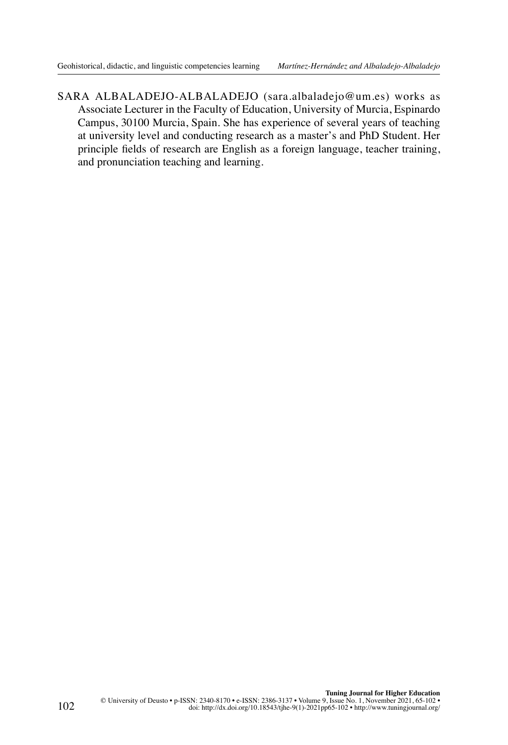SARA ALBALADEJO-ALBALADEJO (sara.albaladejo@um.es) works as Associate Lecturer in the Faculty of Education, University of Murcia, Espinardo Campus, 30100 Murcia, Spain. She has experience of several years of teaching at university level and conducting research as a master's and PhD Student. Her principle fields of research are English as a foreign language, teacher training, and pronunciation teaching and learning.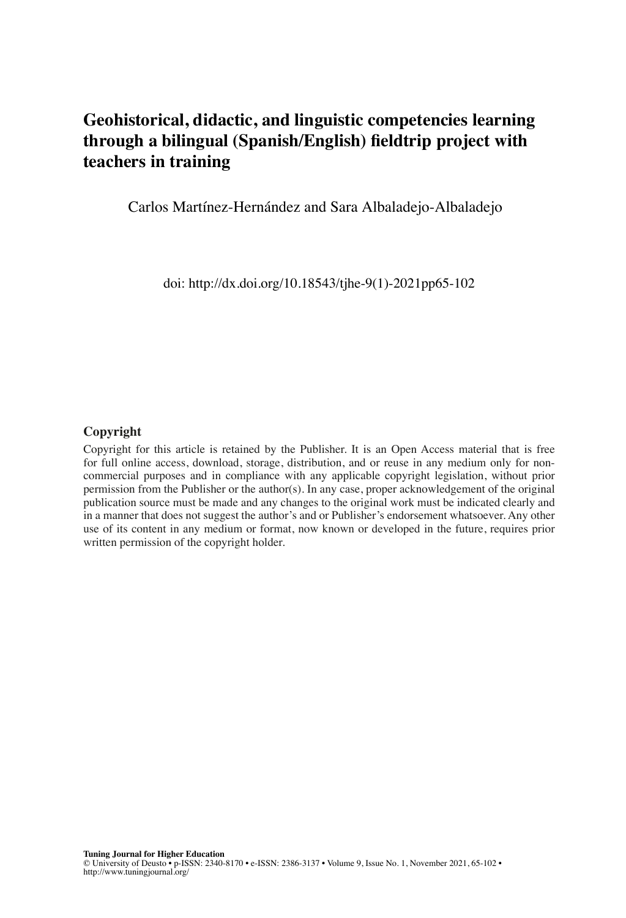# Geohistorical, didactic, and linguistic competencies learning through a bilingual (Spanish/English) fieldtrip project with teachers in training

Carlos Martínez-Hernández and Sara Albaladejo-Albaladejo

doi: http://dx.doi.org/10.18543/tjhe-9(1)-2021pp65-102

## Copyright

Copyright for this article is retained by the Publisher. It is an Open Access material that is free for full online access, download, storage, distribution, and or reuse in any medium only for non-commercial purposes and in compliance with any applicable copyright legislation, without prior permission from the Publisher or the author(s). In any case, proper acknowledgement of the original publication source must be made and any changes to the original work must be indicated clearly and in a manner that does not suggest the author's and or Publisher's endorsement whatsoever. Any other use of its content in any medium or format, now known or developed in the future, requires prior written permission of the copyright holder.